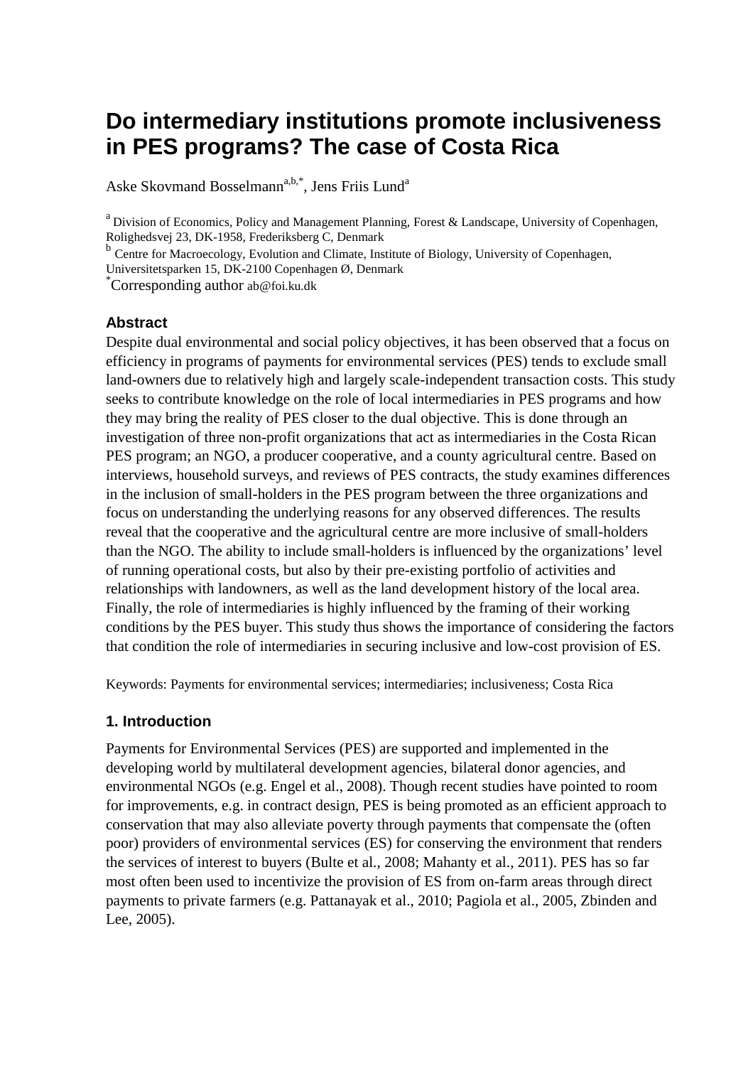# Do intermediary institutions promote inclusiveness in PES programs? The case of Costa Rica

Aske Skovmand Bosselmann[a,b,*], Jens Friis Lund[a]

[a] Division of Economics, Policy and Management Planning, Forest & Landscape, University of Copenhagen, Rolighedsvej 23, DK-1958, Frederiksberg C, Denmark

[b] Centre for Macroecology, Evolution and Climate, Institute of Biology, University of Copenhagen, Universitetsparken 15, DK-2100 Copenhagen Ø, Denmark

[*]Corresponding author ab@foi.ku.dk

## Abstract

Despite dual environmental and social policy objectives, it has been observed that a focus on efficiency in programs of payments for environmental services (PES) tends to exclude small land-owners due to relatively high and largely scale-independent transaction costs. This study seeks to contribute knowledge on the role of local intermediaries in PES programs and how they may bring the reality of PES closer to the dual objective. This is done through an investigation of three non-profit organizations that act as intermediaries in the Costa Rican PES program; an NGO, a producer cooperative, and a county agricultural centre. Based on interviews, household surveys, and reviews of PES contracts, the study examines differences in the inclusion of small-holders in the PES program between the three organizations and focus on understanding the underlying reasons for any observed differences. The results reveal that the cooperative and the agricultural centre are more inclusive of small-holders than the NGO. The ability to include small-holders is influenced by the organizations' level of running operational costs, but also by their pre-existing portfolio of activities and relationships with landowners, as well as the land development history of the local area. Finally, the role of intermediaries is highly influenced by the framing of their working conditions by the PES buyer. This study thus shows the importance of considering the factors that condition the role of intermediaries in securing inclusive and low-cost provision of ES.

Keywords: Payments for environmental services; intermediaries; inclusiveness; Costa Rica

## 1. Introduction

Payments for Environmental Services (PES) are supported and implemented in the developing world by multilateral development agencies, bilateral donor agencies, and environmental NGOs (e.g. Engel et al., 2008). Though recent studies have pointed to room for improvements, e.g. in contract design, PES is being promoted as an efficient approach to conservation that may also alleviate poverty through payments that compensate the (often poor) providers of environmental services (ES) for conserving the environment that renders the services of interest to buyers (Bulte et al., 2008; Mahanty et al., 2011). PES has so far most often been used to incentivize the provision of ES from on-farm areas through direct payments to private farmers (e.g. Pattanayak et al., 2010; Pagiola et al., 2005, Zbinden and Lee, 2005).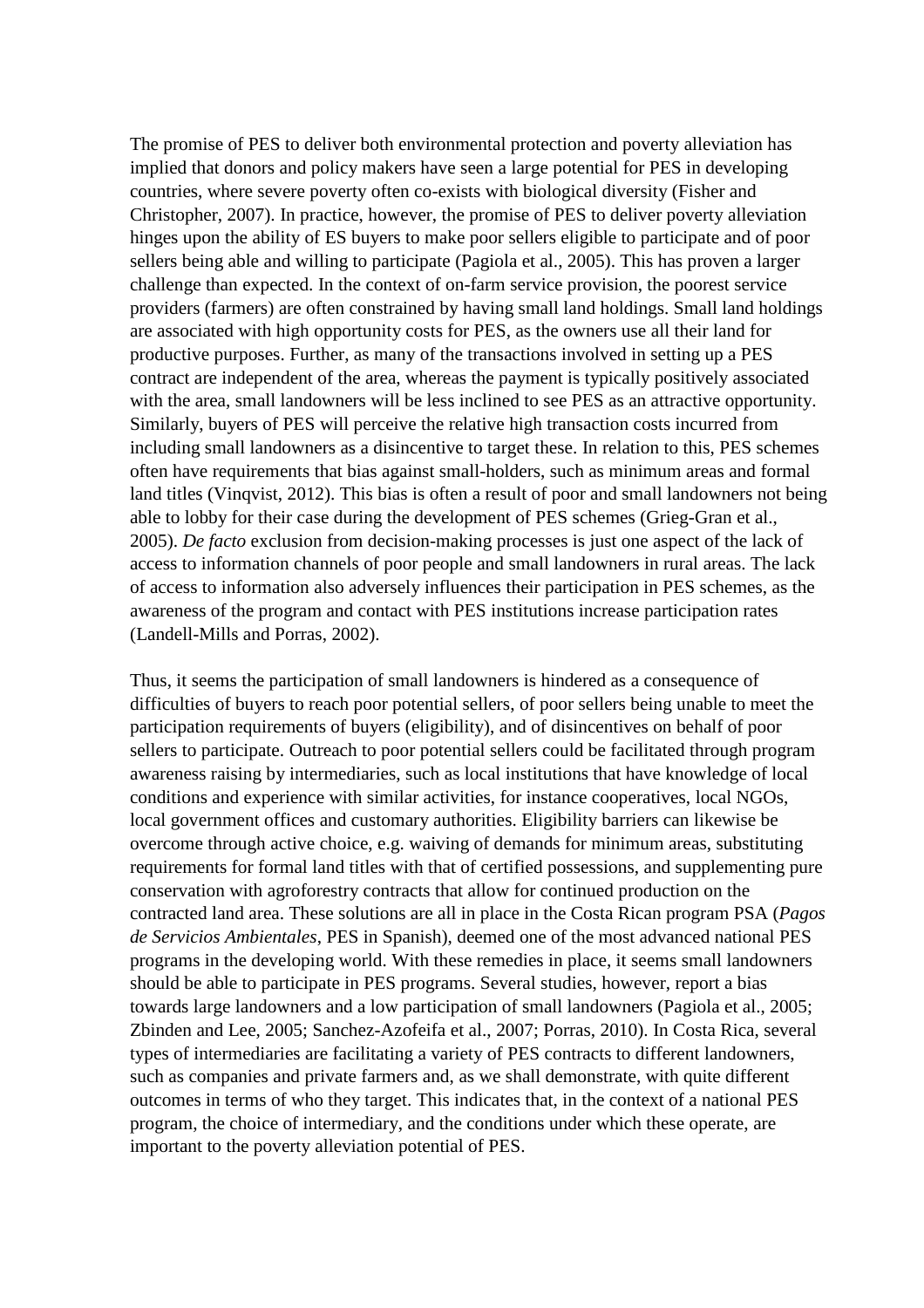The promise of PES to deliver both environmental protection and poverty alleviation has implied that donors and policy makers have seen a large potential for PES in developing countries, where severe poverty often co-exists with biological diversity (Fisher and Christopher, 2007). In practice, however, the promise of PES to deliver poverty alleviation hinges upon the ability of ES buyers to make poor sellers eligible to participate and of poor sellers being able and willing to participate (Pagiola et al., 2005). This has proven a larger challenge than expected. In the context of on-farm service provision, the poorest service providers (farmers) are often constrained by having small land holdings. Small land holdings are associated with high opportunity costs for PES, as the owners use all their land for productive purposes. Further, as many of the transactions involved in setting up a PES contract are independent of the area, whereas the payment is typically positively associated with the area, small landowners will be less inclined to see PES as an attractive opportunity. Similarly, buyers of PES will perceive the relative high transaction costs incurred from including small landowners as a disincentive to target these. In relation to this, PES schemes often have requirements that bias against small-holders, such as minimum areas and formal land titles (Vinqvist, 2012). This bias is often a result of poor and small landowners not being able to lobby for their case during the development of PES schemes (Grieg-Gran et al., 2005). *De facto* exclusion from decision-making processes is just one aspect of the lack of access to information channels of poor people and small landowners in rural areas. The lack of access to information also adversely influences their participation in PES schemes, as the awareness of the program and contact with PES institutions increase participation rates (Landell-Mills and Porras, 2002).

Thus, it seems the participation of small landowners is hindered as a consequence of difficulties of buyers to reach poor potential sellers, of poor sellers being unable to meet the participation requirements of buyers (eligibility), and of disincentives on behalf of poor sellers to participate. Outreach to poor potential sellers could be facilitated through program awareness raising by intermediaries, such as local institutions that have knowledge of local conditions and experience with similar activities, for instance cooperatives, local NGOs, local government offices and customary authorities. Eligibility barriers can likewise be overcome through active choice, e.g. waiving of demands for minimum areas, substituting requirements for formal land titles with that of certified possessions, and supplementing pure conservation with agroforestry contracts that allow for continued production on the contracted land area. These solutions are all in place in the Costa Rican program PSA (*Pagos de Servicios Ambientales*, PES in Spanish), deemed one of the most advanced national PES programs in the developing world. With these remedies in place, it seems small landowners should be able to participate in PES programs. Several studies, however, report a bias towards large landowners and a low participation of small landowners (Pagiola et al., 2005; Zbinden and Lee, 2005; Sanchez-Azofeifa et al., 2007; Porras, 2010). In Costa Rica, several types of intermediaries are facilitating a variety of PES contracts to different landowners, such as companies and private farmers and, as we shall demonstrate, with quite different outcomes in terms of who they target. This indicates that, in the context of a national PES program, the choice of intermediary, and the conditions under which these operate, are important to the poverty alleviation potential of PES.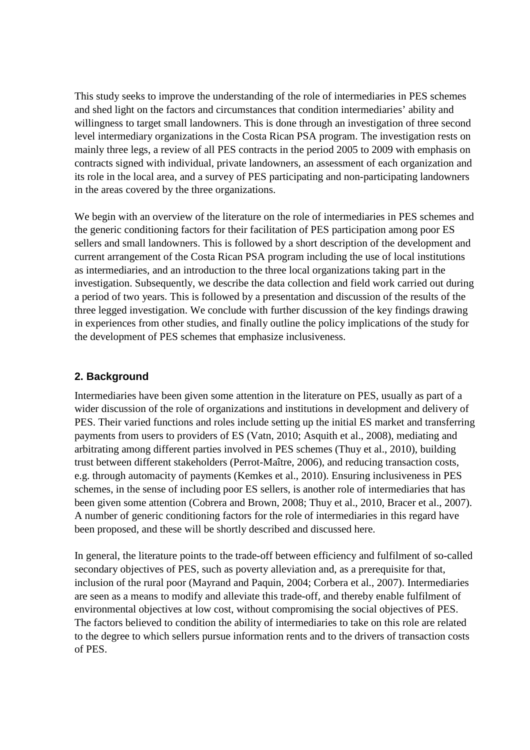This study seeks to improve the understanding of the role of intermediaries in PES schemes and shed light on the factors and circumstances that condition intermediaries' ability and willingness to target small landowners. This is done through an investigation of three second level intermediary organizations in the Costa Rican PSA program. The investigation rests on mainly three legs, a review of all PES contracts in the period 2005 to 2009 with emphasis on contracts signed with individual, private landowners, an assessment of each organization and its role in the local area, and a survey of PES participating and non-participating landowners in the areas covered by the three organizations.

We begin with an overview of the literature on the role of intermediaries in PES schemes and the generic conditioning factors for their facilitation of PES participation among poor ES sellers and small landowners. This is followed by a short description of the development and current arrangement of the Costa Rican PSA program including the use of local institutions as intermediaries, and an introduction to the three local organizations taking part in the investigation. Subsequently, we describe the data collection and field work carried out during a period of two years. This is followed by a presentation and discussion of the results of the three legged investigation. We conclude with further discussion of the key findings drawing in experiences from other studies, and finally outline the policy implications of the study for the development of PES schemes that emphasize inclusiveness.

## 2. Background

Intermediaries have been given some attention in the literature on PES, usually as part of a wider discussion of the role of organizations and institutions in development and delivery of PES. Their varied functions and roles include setting up the initial ES market and transferring payments from users to providers of ES (Vatn, 2010; Asquith et al., 2008), mediating and arbitrating among different parties involved in PES schemes (Thuy et al., 2010), building trust between different stakeholders (Perrot-Maître, 2006), and reducing transaction costs, e.g. through automacity of payments (Kemkes et al., 2010). Ensuring inclusiveness in PES schemes, in the sense of including poor ES sellers, is another role of intermediaries that has been given some attention (Cobrera and Brown, 2008; Thuy et al., 2010, Bracer et al., 2007). A number of generic conditioning factors for the role of intermediaries in this regard have been proposed, and these will be shortly described and discussed here.

In general, the literature points to the trade-off between efficiency and fulfilment of so-called secondary objectives of PES, such as poverty alleviation and, as a prerequisite for that, inclusion of the rural poor (Mayrand and Paquin, 2004; Corbera et al., 2007). Intermediaries are seen as a means to modify and alleviate this trade-off, and thereby enable fulfilment of environmental objectives at low cost, without compromising the social objectives of PES. The factors believed to condition the ability of intermediaries to take on this role are related to the degree to which sellers pursue information rents and to the drivers of transaction costs of PES.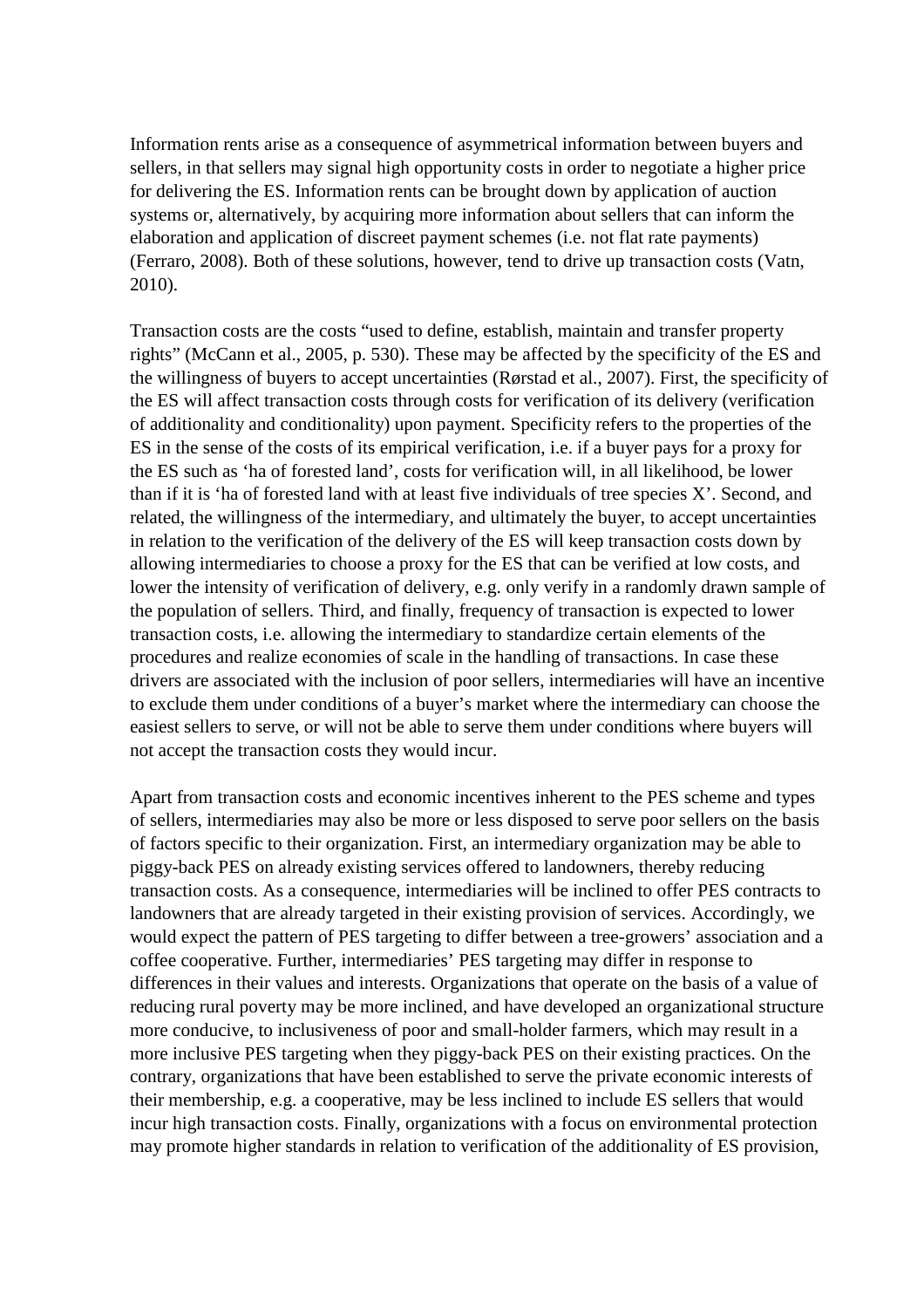Information rents arise as a consequence of asymmetrical information between buyers and sellers, in that sellers may signal high opportunity costs in order to negotiate a higher price for delivering the ES. Information rents can be brought down by application of auction systems or, alternatively, by acquiring more information about sellers that can inform the elaboration and application of discreet payment schemes (i.e. not flat rate payments) (Ferraro, 2008). Both of these solutions, however, tend to drive up transaction costs (Vatn, 2010).

Transaction costs are the costs "used to define, establish, maintain and transfer property rights" (McCann et al., 2005, p. 530). These may be affected by the specificity of the ES and the willingness of buyers to accept uncertainties (Rørstad et al., 2007). First, the specificity of the ES will affect transaction costs through costs for verification of its delivery (verification of additionality and conditionality) upon payment. Specificity refers to the properties of the ES in the sense of the costs of its empirical verification, i.e. if a buyer pays for a proxy for the ES such as 'ha of forested land', costs for verification will, in all likelihood, be lower than if it is 'ha of forested land with at least five individuals of tree species X'. Second, and related, the willingness of the intermediary, and ultimately the buyer, to accept uncertainties in relation to the verification of the delivery of the ES will keep transaction costs down by allowing intermediaries to choose a proxy for the ES that can be verified at low costs, and lower the intensity of verification of delivery, e.g. only verify in a randomly drawn sample of the population of sellers. Third, and finally, frequency of transaction is expected to lower transaction costs, i.e. allowing the intermediary to standardize certain elements of the procedures and realize economies of scale in the handling of transactions. In case these drivers are associated with the inclusion of poor sellers, intermediaries will have an incentive to exclude them under conditions of a buyer's market where the intermediary can choose the easiest sellers to serve, or will not be able to serve them under conditions where buyers will not accept the transaction costs they would incur.

Apart from transaction costs and economic incentives inherent to the PES scheme and types of sellers, intermediaries may also be more or less disposed to serve poor sellers on the basis of factors specific to their organization. First, an intermediary organization may be able to piggy-back PES on already existing services offered to landowners, thereby reducing transaction costs. As a consequence, intermediaries will be inclined to offer PES contracts to landowners that are already targeted in their existing provision of services. Accordingly, we would expect the pattern of PES targeting to differ between a tree-growers' association and a coffee cooperative. Further, intermediaries' PES targeting may differ in response to differences in their values and interests. Organizations that operate on the basis of a value of reducing rural poverty may be more inclined, and have developed an organizational structure more conducive, to inclusiveness of poor and small-holder farmers, which may result in a more inclusive PES targeting when they piggy-back PES on their existing practices. On the contrary, organizations that have been established to serve the private economic interests of their membership, e.g. a cooperative, may be less inclined to include ES sellers that would incur high transaction costs. Finally, organizations with a focus on environmental protection may promote higher standards in relation to verification of the additionality of ES provision,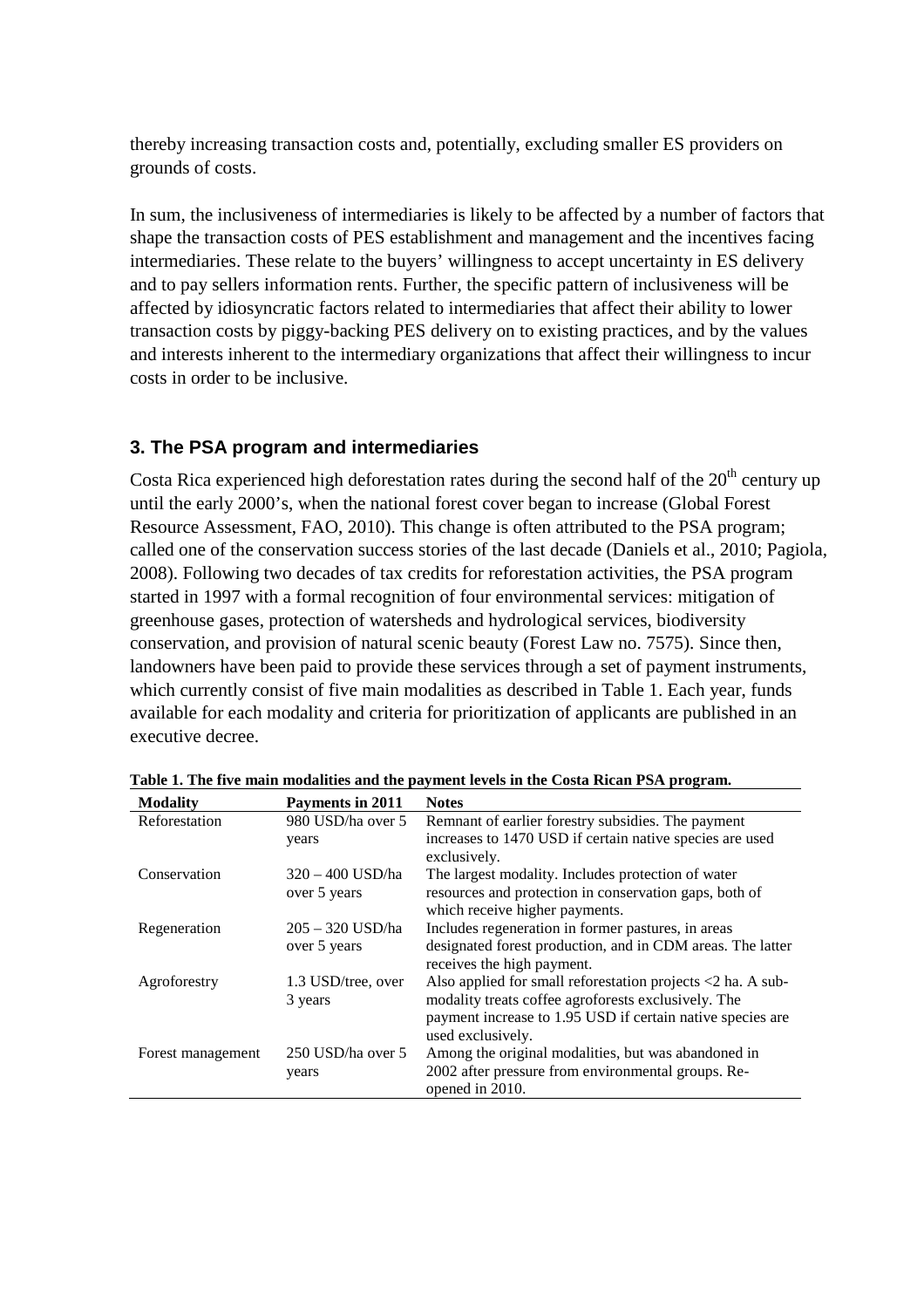thereby increasing transaction costs and, potentially, excluding smaller ES providers on grounds of costs.

In sum, the inclusiveness of intermediaries is likely to be affected by a number of factors that shape the transaction costs of PES establishment and management and the incentives facing intermediaries. These relate to the buyers' willingness to accept uncertainty in ES delivery and to pay sellers information rents. Further, the specific pattern of inclusiveness will be affected by idiosyncratic factors related to intermediaries that affect their ability to lower transaction costs by piggy-backing PES delivery on to existing practices, and by the values and interests inherent to the intermediary organizations that affect their willingness to incur costs in order to be inclusive.

## 3. The PSA program and intermediaries

Costa Rica experienced high deforestation rates during the second half of the 20th century up until the early 2000's, when the national forest cover began to increase (Global Forest Resource Assessment, FAO, 2010). This change is often attributed to the PSA program; called one of the conservation success stories of the last decade (Daniels et al., 2010; Pagiola, 2008). Following two decades of tax credits for reforestation activities, the PSA program started in 1997 with a formal recognition of four environmental services: mitigation of greenhouse gases, protection of watersheds and hydrological services, biodiversity conservation, and provision of natural scenic beauty (Forest Law no. 7575). Since then, landowners have been paid to provide these services through a set of payment instruments, which currently consist of five main modalities as described in Table 1. Each year, funds available for each modality and criteria for prioritization of applicants are published in an executive decree.

**Table 1. The five main modalities and the payment levels in the Costa Rican PSA program.**

| Modality | Payments in 2011 | Notes |
| --- | --- | --- |
| Reforestation | 980 USD/ha over 5 years | Remnant of earlier forestry subsidies. The payment increases to 1470 USD if certain native species are used exclusively. |
| Conservation | 320 – 400 USD/ha over 5 years | The largest modality. Includes protection of water resources and protection in conservation gaps, both of which receive higher payments. |
| Regeneration | 205 – 320 USD/ha over 5 years | Includes regeneration in former pastures, in areas designated forest production, and in CDM areas. The latter receives the high payment. |
| Agroforestry | 1.3 USD/tree, over 3 years | Also applied for small reforestation projects <2 ha. A sub-modality treats coffee agroforests exclusively. The payment increase to 1.95 USD if certain native species are used exclusively. |
| Forest management | 250 USD/ha over 5 years | Among the original modalities, but was abandoned in 2002 after pressure from environmental groups. Re-opened in 2010. |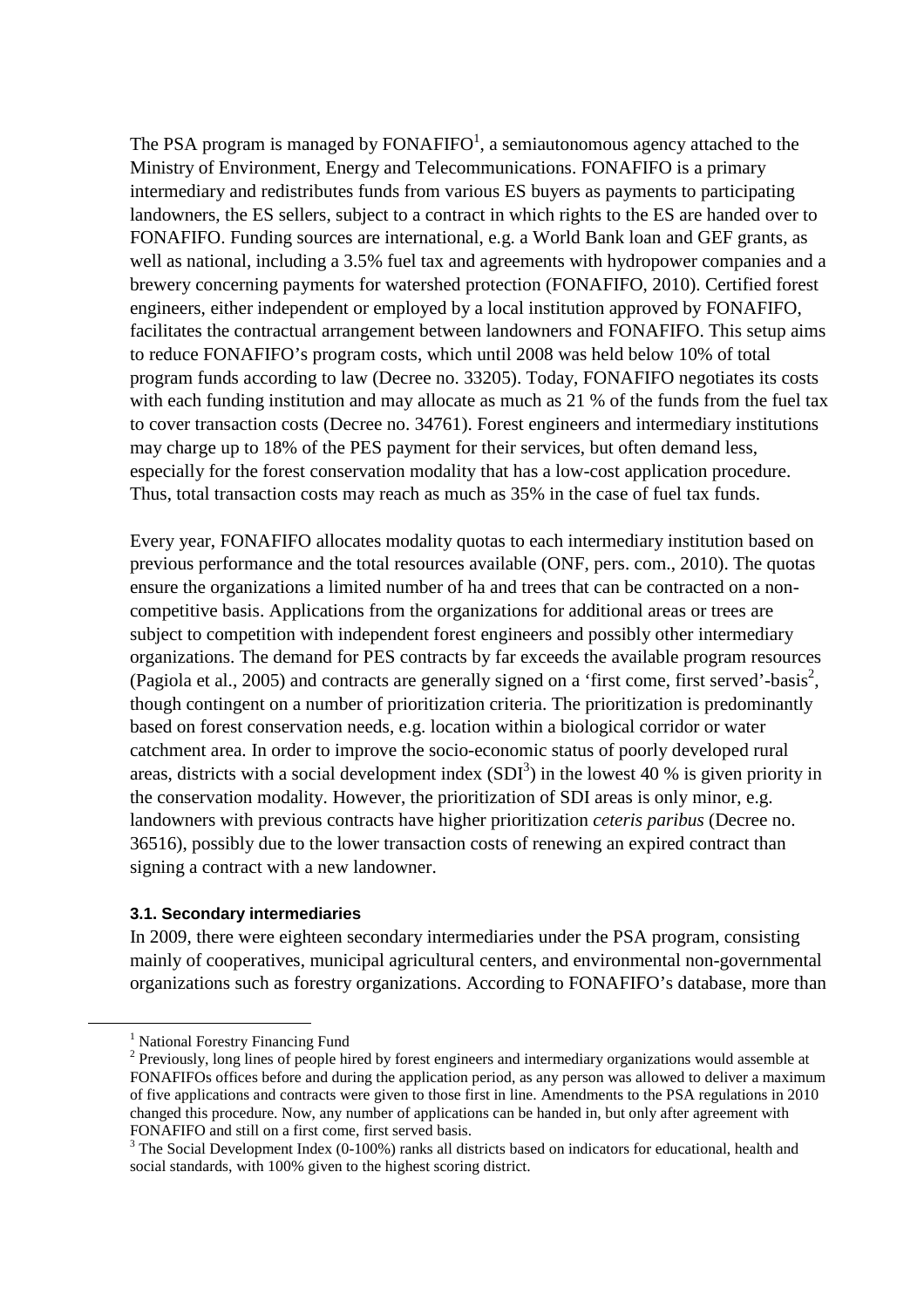The PSA program is managed by FONAFIFO[1], a semiautonomous agency attached to the Ministry of Environment, Energy and Telecommunications. FONAFIFO is a primary intermediary and redistributes funds from various ES buyers as payments to participating landowners, the ES sellers, subject to a contract in which rights to the ES are handed over to FONAFIFO. Funding sources are international, e.g. a World Bank loan and GEF grants, as well as national, including a 3.5% fuel tax and agreements with hydropower companies and a brewery concerning payments for watershed protection (FONAFIFO, 2010). Certified forest engineers, either independent or employed by a local institution approved by FONAFIFO, facilitates the contractual arrangement between landowners and FONAFIFO. This setup aims to reduce FONAFIFO's program costs, which until 2008 was held below 10% of total program funds according to law (Decree no. 33205). Today, FONAFIFO negotiates its costs with each funding institution and may allocate as much as 21 % of the funds from the fuel tax to cover transaction costs (Decree no. 34761). Forest engineers and intermediary institutions may charge up to 18% of the PES payment for their services, but often demand less, especially for the forest conservation modality that has a low-cost application procedure. Thus, total transaction costs may reach as much as 35% in the case of fuel tax funds.

Every year, FONAFIFO allocates modality quotas to each intermediary institution based on previous performance and the total resources available (ONF, pers. com., 2010). The quotas ensure the organizations a limited number of ha and trees that can be contracted on a non-competitive basis. Applications from the organizations for additional areas or trees are subject to competition with independent forest engineers and possibly other intermediary organizations. The demand for PES contracts by far exceeds the available program resources (Pagiola et al., 2005) and contracts are generally signed on a 'first come, first served'-basis[2], though contingent on a number of prioritization criteria. The prioritization is predominantly based on forest conservation needs, e.g. location within a biological corridor or water catchment area. In order to improve the socio-economic status of poorly developed rural areas, districts with a social development index (SDI[3]) in the lowest 40 % is given priority in the conservation modality. However, the prioritization of SDI areas is only minor, e.g. landowners with previous contracts have higher prioritization *ceteris paribus* (Decree no. 36516), possibly due to the lower transaction costs of renewing an expired contract than signing a contract with a new landowner.

### 3.1. Secondary intermediaries

In 2009, there were eighteen secondary intermediaries under the PSA program, consisting mainly of cooperatives, municipal agricultural centers, and environmental non-governmental organizations such as forestry organizations. According to FONAFIFO's database, more than

[1] National Forestry Financing Fund

[2] Previously, long lines of people hired by forest engineers and intermediary organizations would assemble at FONAFIFOs offices before and during the application period, as any person was allowed to deliver a maximum of five applications and contracts were given to those first in line. Amendments to the PSA regulations in 2010 changed this procedure. Now, any number of applications can be handed in, but only after agreement with FONAFIFO and still on a first come, first served basis.

[3] The Social Development Index (0-100%) ranks all districts based on indicators for educational, health and social standards, with 100% given to the highest scoring district.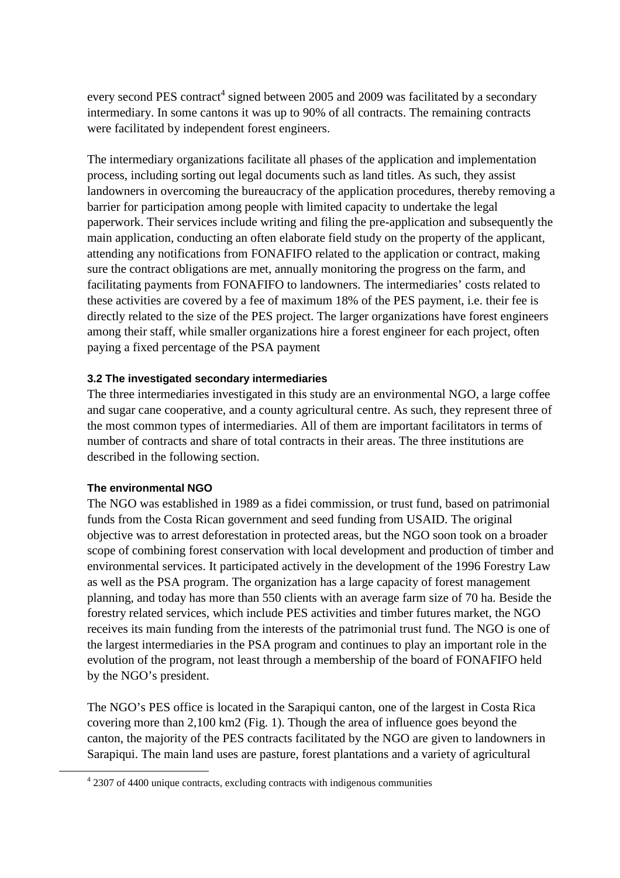every second PES contract[4] signed between 2005 and 2009 was facilitated by a secondary intermediary. In some cantons it was up to 90% of all contracts. The remaining contracts were facilitated by independent forest engineers.

The intermediary organizations facilitate all phases of the application and implementation process, including sorting out legal documents such as land titles. As such, they assist landowners in overcoming the bureaucracy of the application procedures, thereby removing a barrier for participation among people with limited capacity to undertake the legal paperwork. Their services include writing and filing the pre-application and subsequently the main application, conducting an often elaborate field study on the property of the applicant, attending any notifications from FONAFIFO related to the application or contract, making sure the contract obligations are met, annually monitoring the progress on the farm, and facilitating payments from FONAFIFO to landowners. The intermediaries' costs related to these activities are covered by a fee of maximum 18% of the PES payment, i.e. their fee is directly related to the size of the PES project. The larger organizations have forest engineers among their staff, while smaller organizations hire a forest engineer for each project, often paying a fixed percentage of the PSA payment

### 3.2 The investigated secondary intermediaries

The three intermediaries investigated in this study are an environmental NGO, a large coffee and sugar cane cooperative, and a county agricultural centre. As such, they represent three of the most common types of intermediaries. All of them are important facilitators in terms of number of contracts and share of total contracts in their areas. The three institutions are described in the following section.

#### The environmental NGO

The NGO was established in 1989 as a fidei commission, or trust fund, based on patrimonial funds from the Costa Rican government and seed funding from USAID. The original objective was to arrest deforestation in protected areas, but the NGO soon took on a broader scope of combining forest conservation with local development and production of timber and environmental services. It participated actively in the development of the 1996 Forestry Law as well as the PSA program. The organization has a large capacity of forest management planning, and today has more than 550 clients with an average farm size of 70 ha. Beside the forestry related services, which include PES activities and timber futures market, the NGO receives its main funding from the interests of the patrimonial trust fund. The NGO is one of the largest intermediaries in the PSA program and continues to play an important role in the evolution of the program, not least through a membership of the board of FONAFIFO held by the NGO's president.

The NGO's PES office is located in the Sarapiqui canton, one of the largest in Costa Rica covering more than 2,100 km2 (Fig. 1). Though the area of influence goes beyond the canton, the majority of the PES contracts facilitated by the NGO are given to landowners in Sarapiqui. The main land uses are pasture, forest plantations and a variety of agricultural

[4] 2307 of 4400 unique contracts, excluding contracts with indigenous communities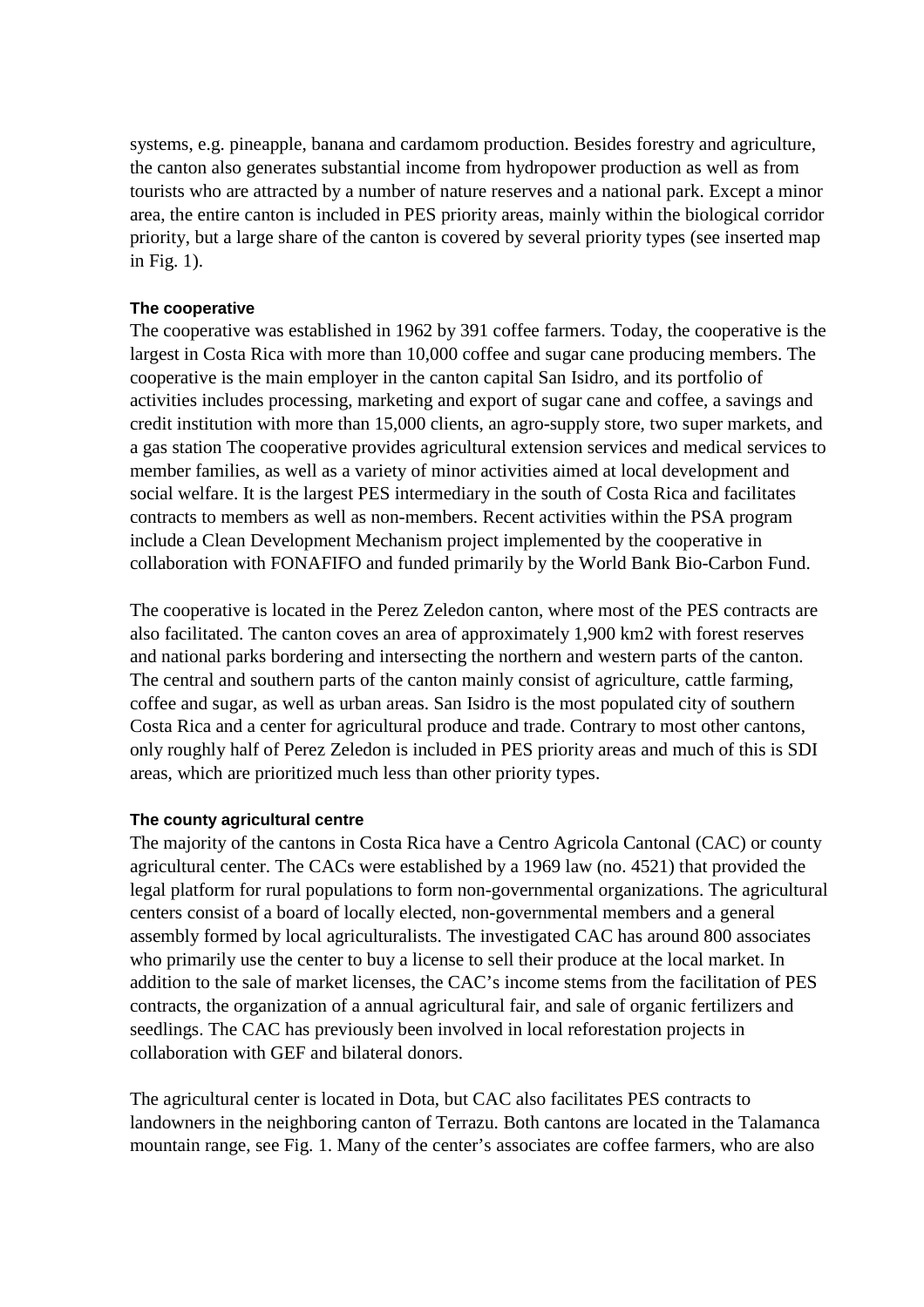systems, e.g. pineapple, banana and cardamom production. Besides forestry and agriculture, the canton also generates substantial income from hydropower production as well as from tourists who are attracted by a number of nature reserves and a national park. Except a minor area, the entire canton is included in PES priority areas, mainly within the biological corridor priority, but a large share of the canton is covered by several priority types (see inserted map in Fig. 1).

### The cooperative

The cooperative was established in 1962 by 391 coffee farmers. Today, the cooperative is the largest in Costa Rica with more than 10,000 coffee and sugar cane producing members. The cooperative is the main employer in the canton capital San Isidro, and its portfolio of activities includes processing, marketing and export of sugar cane and coffee, a savings and credit institution with more than 15,000 clients, an agro-supply store, two super markets, and a gas station The cooperative provides agricultural extension services and medical services to member families, as well as a variety of minor activities aimed at local development and social welfare. It is the largest PES intermediary in the south of Costa Rica and facilitates contracts to members as well as non-members. Recent activities within the PSA program include a Clean Development Mechanism project implemented by the cooperative in collaboration with FONAFIFO and funded primarily by the World Bank Bio-Carbon Fund.

The cooperative is located in the Perez Zeledon canton, where most of the PES contracts are also facilitated. The canton coves an area of approximately 1,900 km2 with forest reserves and national parks bordering and intersecting the northern and western parts of the canton. The central and southern parts of the canton mainly consist of agriculture, cattle farming, coffee and sugar, as well as urban areas. San Isidro is the most populated city of southern Costa Rica and a center for agricultural produce and trade. Contrary to most other cantons, only roughly half of Perez Zeledon is included in PES priority areas and much of this is SDI areas, which are prioritized much less than other priority types.

### The county agricultural centre

The majority of the cantons in Costa Rica have a Centro Agricola Cantonal (CAC) or county agricultural center. The CACs were established by a 1969 law (no. 4521) that provided the legal platform for rural populations to form non-governmental organizations. The agricultural centers consist of a board of locally elected, non-governmental members and a general assembly formed by local agriculturalists. The investigated CAC has around 800 associates who primarily use the center to buy a license to sell their produce at the local market. In addition to the sale of market licenses, the CAC's income stems from the facilitation of PES contracts, the organization of a annual agricultural fair, and sale of organic fertilizers and seedlings. The CAC has previously been involved in local reforestation projects in collaboration with GEF and bilateral donors.

The agricultural center is located in Dota, but CAC also facilitates PES contracts to landowners in the neighboring canton of Terrazu. Both cantons are located in the Talamanca mountain range, see Fig. 1. Many of the center's associates are coffee farmers, who are also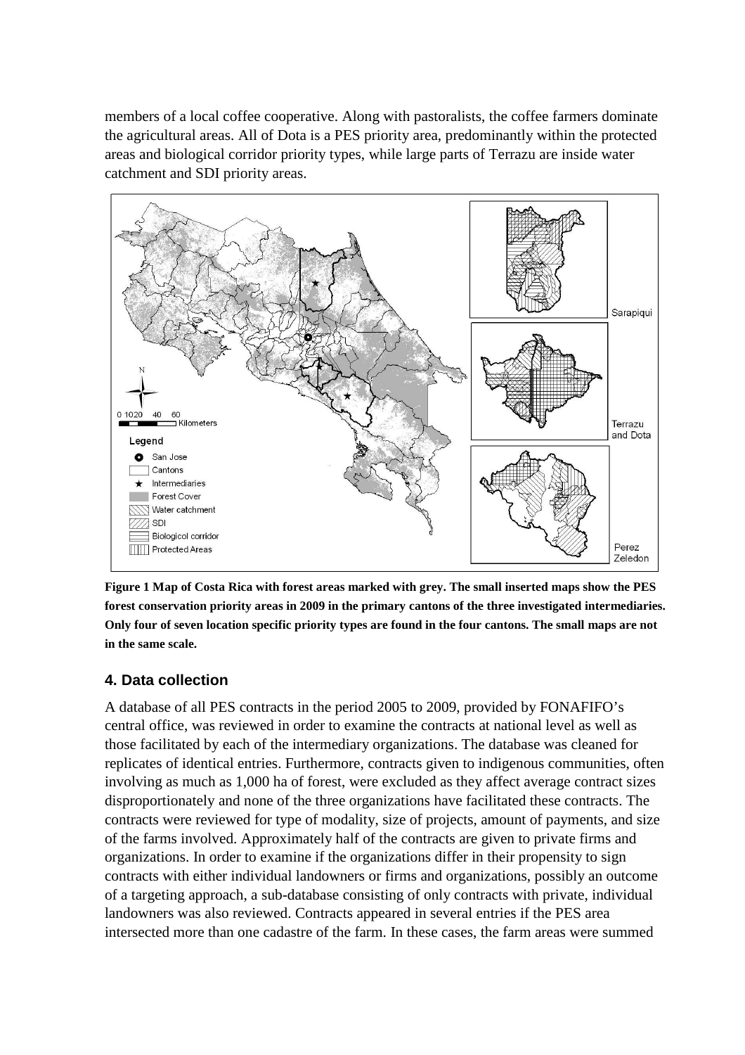members of a local coffee cooperative. Along with pastoralists, the coffee farmers dominate the agricultural areas. All of Dota is a PES priority area, predominantly within the protected areas and biological corridor priority types, while large parts of Terrazu are inside water catchment and SDI priority areas.

**Figure 1 Map of Costa Rica with forest areas marked with grey. The small inserted maps show the PES forest conservation priority areas in 2009 in the primary cantons of the three investigated intermediaries. Only four of seven location specific priority types are found in the four cantons. The small maps are not in the same scale.**

## 4. Data collection

A database of all PES contracts in the period 2005 to 2009, provided by FONAFIFO's central office, was reviewed in order to examine the contracts at national level as well as those facilitated by each of the intermediary organizations. The database was cleaned for replicates of identical entries. Furthermore, contracts given to indigenous communities, often involving as much as 1,000 ha of forest, were excluded as they affect average contract sizes disproportionately and none of the three organizations have facilitated these contracts. The contracts were reviewed for type of modality, size of projects, amount of payments, and size of the farms involved. Approximately half of the contracts are given to private firms and organizations. In order to examine if the organizations differ in their propensity to sign contracts with either individual landowners or firms and organizations, possibly an outcome of a targeting approach, a sub-database consisting of only contracts with private, individual landowners was also reviewed. Contracts appeared in several entries if the PES area intersected more than one cadastre of the farm. In these cases, the farm areas were summed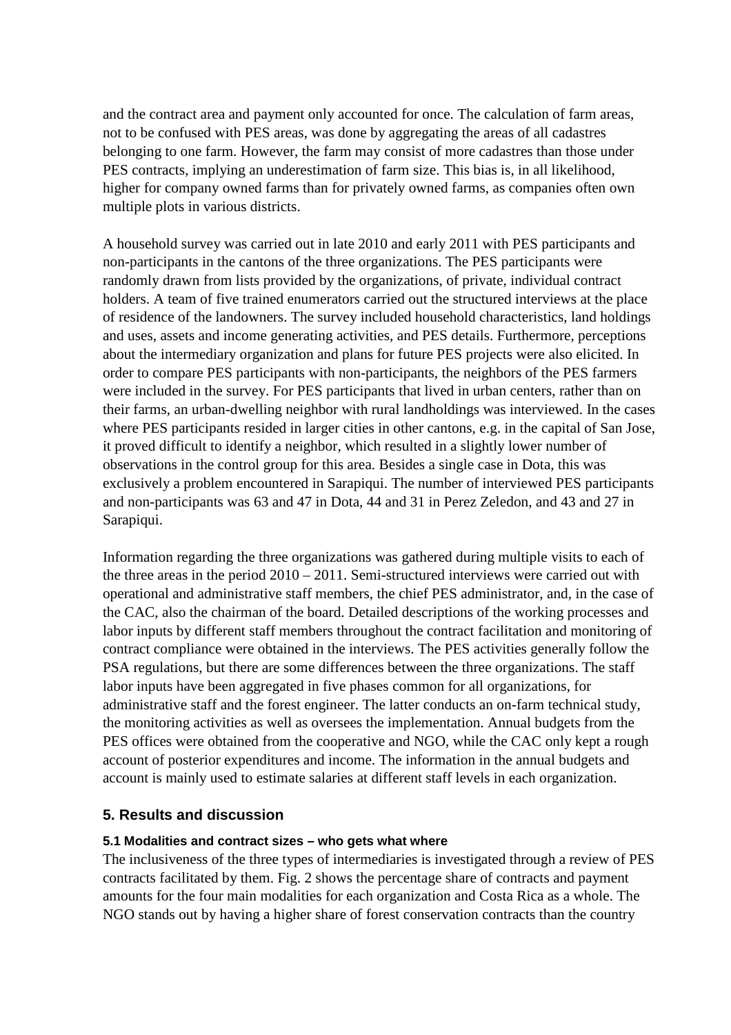and the contract area and payment only accounted for once. The calculation of farm areas, not to be confused with PES areas, was done by aggregating the areas of all cadastres belonging to one farm. However, the farm may consist of more cadastres than those under PES contracts, implying an underestimation of farm size. This bias is, in all likelihood, higher for company owned farms than for privately owned farms, as companies often own multiple plots in various districts.

A household survey was carried out in late 2010 and early 2011 with PES participants and non-participants in the cantons of the three organizations. The PES participants were randomly drawn from lists provided by the organizations, of private, individual contract holders. A team of five trained enumerators carried out the structured interviews at the place of residence of the landowners. The survey included household characteristics, land holdings and uses, assets and income generating activities, and PES details. Furthermore, perceptions about the intermediary organization and plans for future PES projects were also elicited. In order to compare PES participants with non-participants, the neighbors of the PES farmers were included in the survey. For PES participants that lived in urban centers, rather than on their farms, an urban-dwelling neighbor with rural landholdings was interviewed. In the cases where PES participants resided in larger cities in other cantons, e.g. in the capital of San Jose, it proved difficult to identify a neighbor, which resulted in a slightly lower number of observations in the control group for this area. Besides a single case in Dota, this was exclusively a problem encountered in Sarapiqui. The number of interviewed PES participants and non-participants was 63 and 47 in Dota, 44 and 31 in Perez Zeledon, and 43 and 27 in Sarapiqui.

Information regarding the three organizations was gathered during multiple visits to each of the three areas in the period 2010 – 2011. Semi-structured interviews were carried out with operational and administrative staff members, the chief PES administrator, and, in the case of the CAC, also the chairman of the board. Detailed descriptions of the working processes and labor inputs by different staff members throughout the contract facilitation and monitoring of contract compliance were obtained in the interviews. The PES activities generally follow the PSA regulations, but there are some differences between the three organizations. The staff labor inputs have been aggregated in five phases common for all organizations, for administrative staff and the forest engineer. The latter conducts an on-farm technical study, the monitoring activities as well as oversees the implementation. Annual budgets from the PES offices were obtained from the cooperative and NGO, while the CAC only kept a rough account of posterior expenditures and income. The information in the annual budgets and account is mainly used to estimate salaries at different staff levels in each organization.

## 5. Results and discussion

### 5.1 Modalities and contract sizes – who gets what where

The inclusiveness of the three types of intermediaries is investigated through a review of PES contracts facilitated by them. Fig. 2 shows the percentage share of contracts and payment amounts for the four main modalities for each organization and Costa Rica as a whole. The NGO stands out by having a higher share of forest conservation contracts than the country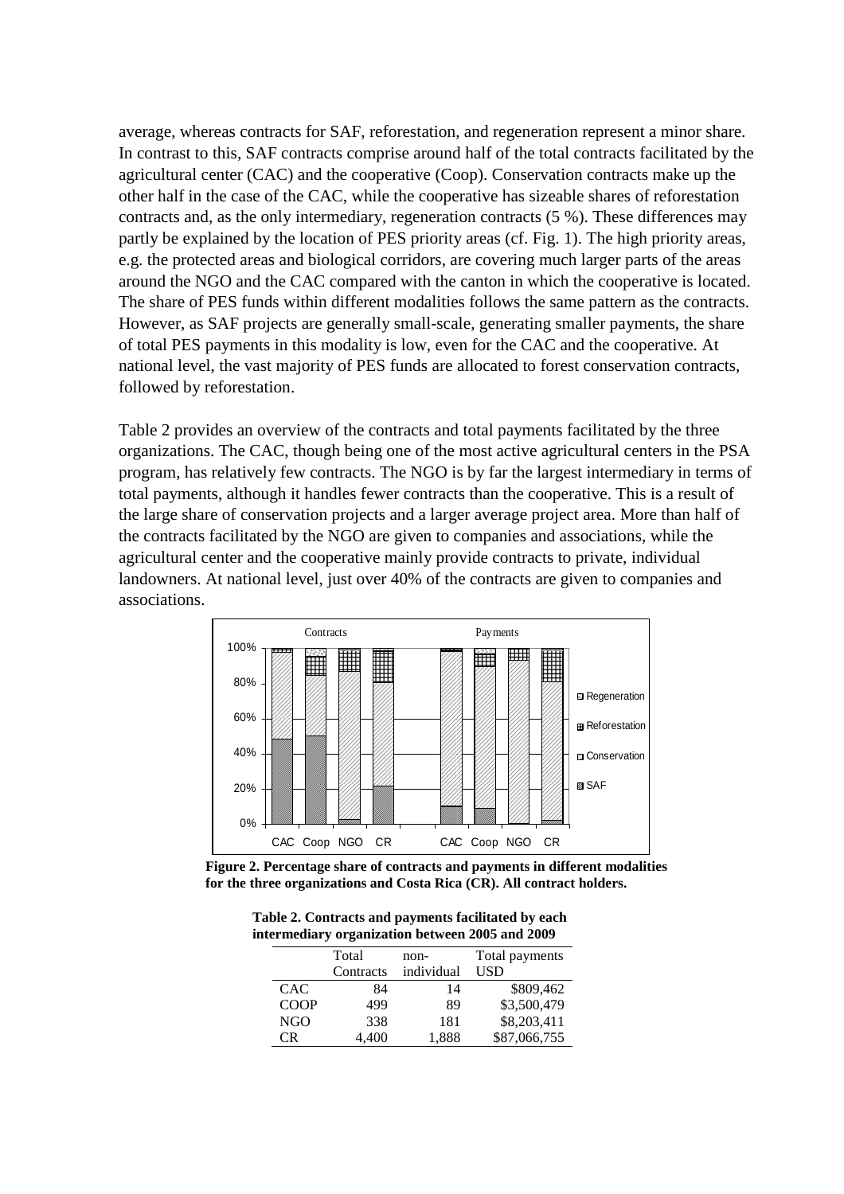average, whereas contracts for SAF, reforestation, and regeneration represent a minor share. In contrast to this, SAF contracts comprise around half of the total contracts facilitated by the agricultural center (CAC) and the cooperative (Coop). Conservation contracts make up the other half in the case of the CAC, while the cooperative has sizeable shares of reforestation contracts and, as the only intermediary, regeneration contracts (5 %). These differences may partly be explained by the location of PES priority areas (cf. Fig. 1). The high priority areas, e.g. the protected areas and biological corridors, are covering much larger parts of the areas around the NGO and the CAC compared with the canton in which the cooperative is located. The share of PES funds within different modalities follows the same pattern as the contracts. However, as SAF projects are generally small-scale, generating smaller payments, the share of total PES payments in this modality is low, even for the CAC and the cooperative. At national level, the vast majority of PES funds are allocated to forest conservation contracts, followed by reforestation.

Table 2 provides an overview of the contracts and total payments facilitated by the three organizations. The CAC, though being one of the most active agricultural centers in the PSA program, has relatively few contracts. The NGO is by far the largest intermediary in terms of total payments, although it handles fewer contracts than the cooperative. This is a result of the large share of conservation projects and a larger average project area. More than half of the contracts facilitated by the NGO are given to companies and associations, while the agricultural center and the cooperative mainly provide contracts to private, individual landowners. At national level, just over 40% of the contracts are given to companies and associations.

**Figure 2. Percentage share of contracts and payments in different modalities for the three organizations and Costa Rica (CR). All contract holders.**

**Table 2. Contracts and payments facilitated by each intermediary organization between 2005 and 2009**

| | Total Contracts | non-individual | Total payments USD |
|---|---|---|---|
| CAC | 84 | 14 | \$809,462 |
| COOP | 499 | 89 | \$3,500,479 |
| NGO | 338 | 181 | \$8,203,411 |
| CR | 4,400 | 1,888 | \$87,066,755 |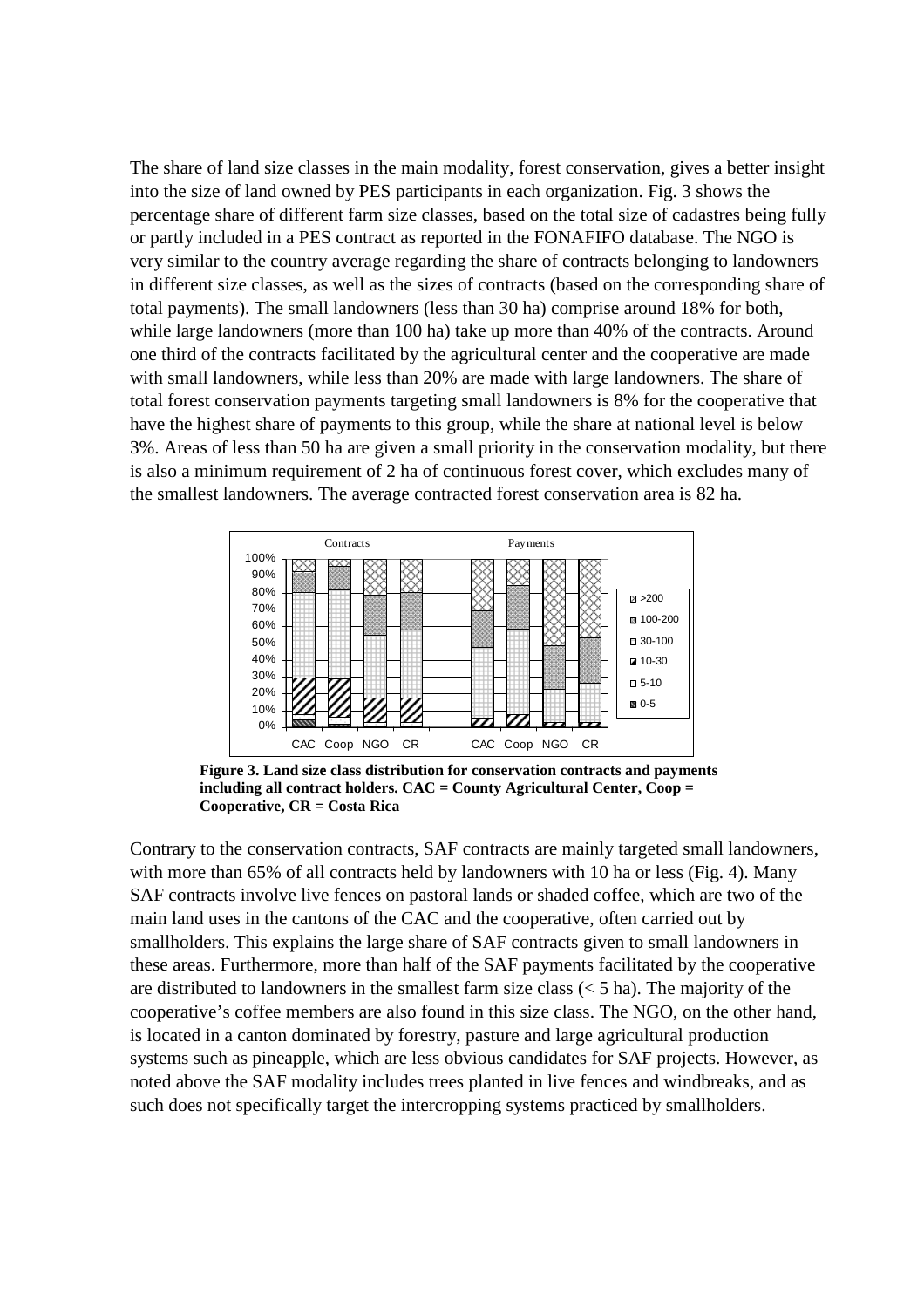The share of land size classes in the main modality, forest conservation, gives a better insight into the size of land owned by PES participants in each organization. Fig. 3 shows the percentage share of different farm size classes, based on the total size of cadastres being fully or partly included in a PES contract as reported in the FONAFIFO database. The NGO is very similar to the country average regarding the share of contracts belonging to landowners in different size classes, as well as the sizes of contracts (based on the corresponding share of total payments). The small landowners (less than 30 ha) comprise around 18% for both, while large landowners (more than 100 ha) take up more than 40% of the contracts. Around one third of the contracts facilitated by the agricultural center and the cooperative are made with small landowners, while less than 20% are made with large landowners. The share of total forest conservation payments targeting small landowners is 8% for the cooperative that have the highest share of payments to this group, while the share at national level is below 3%. Areas of less than 50 ha are given a small priority in the conservation modality, but there is also a minimum requirement of 2 ha of continuous forest cover, which excludes many of the smallest landowners. The average contracted forest conservation area is 82 ha.

**Figure 3. Land size class distribution for conservation contracts and payments including all contract holders. CAC = County Agricultural Center, Coop = Cooperative, CR = Costa Rica**

Contrary to the conservation contracts, SAF contracts are mainly targeted small landowners, with more than 65% of all contracts held by landowners with 10 ha or less (Fig. 4). Many SAF contracts involve live fences on pastoral lands or shaded coffee, which are two of the main land uses in the cantons of the CAC and the cooperative, often carried out by smallholders. This explains the large share of SAF contracts given to small landowners in these areas. Furthermore, more than half of the SAF payments facilitated by the cooperative are distributed to landowners in the smallest farm size class (< 5 ha). The majority of the cooperative's coffee members are also found in this size class. The NGO, on the other hand, is located in a canton dominated by forestry, pasture and large agricultural production systems such as pineapple, which are less obvious candidates for SAF projects. However, as noted above the SAF modality includes trees planted in live fences and windbreaks, and as such does not specifically target the intercropping systems practiced by smallholders.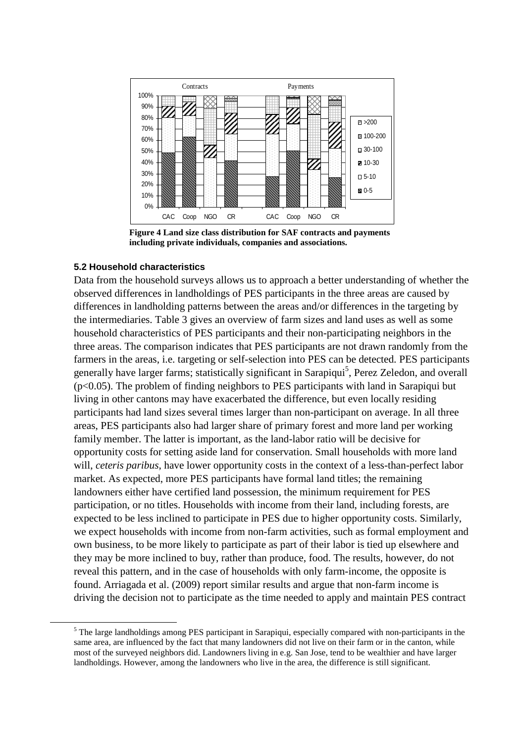**Figure 4 Land size class distribution for SAF contracts and payments including private individuals, companies and associations.**

### 5.2 Household characteristics

Data from the household surveys allows us to approach a better understanding of whether the observed differences in landholdings of PES participants in the three areas are caused by differences in landholding patterns between the areas and/or differences in the targeting by the intermediaries. Table 3 gives an overview of farm sizes and land uses as well as some household characteristics of PES participants and their non-participating neighbors in the three areas. The comparison indicates that PES participants are not drawn randomly from the farmers in the areas, i.e. targeting or self-selection into PES can be detected. PES participants generally have larger farms; statistically significant in Sarapiqui[5], Perez Zeledon, and overall ($p<0.05$). The problem of finding neighbors to PES participants with land in Sarapiqui but living in other cantons may have exacerbated the difference, but even locally residing participants had land sizes several times larger than non-participant on average. In all three areas, PES participants also had larger share of primary forest and more land per working family member. The latter is important, as the land-labor ratio will be decisive for opportunity costs for setting aside land for conservation. Small households with more land will, *ceteris paribus*, have lower opportunity costs in the context of a less-than-perfect labor market. As expected, more PES participants have formal land titles; the remaining landowners either have certified land possession, the minimum requirement for PES participation, or no titles. Households with income from their land, including forests, are expected to be less inclined to participate in PES due to higher opportunity costs. Similarly, we expect households with income from non-farm activities, such as formal employment and own business, to be more likely to participate as part of their labor is tied up elsewhere and they may be more inclined to buy, rather than produce, food. The results, however, do not reveal this pattern, and in the case of households with only farm-income, the opposite is found. Arriagada et al. (2009) report similar results and argue that non-farm income is driving the decision not to participate as the time needed to apply and maintain PES contract

[5] The large landholdings among PES participant in Sarapiqui, especially compared with non-participants in the same area, are influenced by the fact that many landowners did not live on their farm or in the canton, while most of the surveyed neighbors did. Landowners living in e.g. San Jose, tend to be wealthier and have larger landholdings. However, among the landowners who live in the area, the difference is still significant.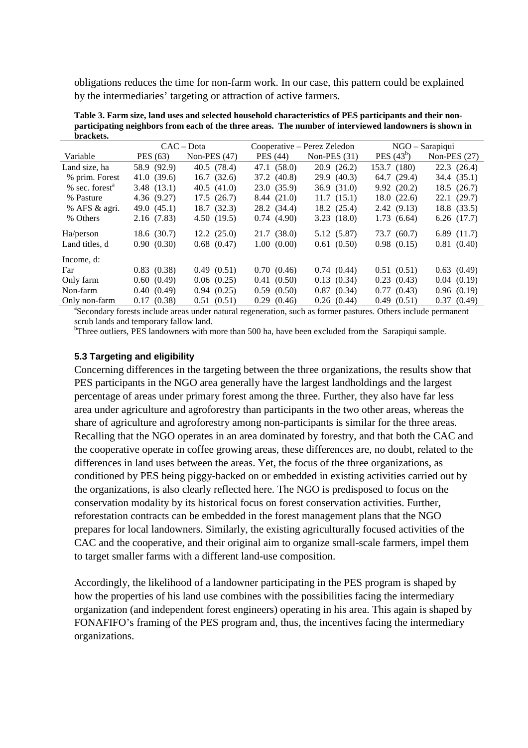obligations reduces the time for non-farm work. In our case, this pattern could be explained by the intermediaries' targeting or attraction of active farmers.

**Table 3. Farm size, land uses and selected household characteristics of PES participants and their non-participating neighbors from each of the three areas. The number of interviewed landowners is shown in brackets.**

| | CAC – Dota | | Cooperative – Perez Zeledon | | NGO – Sarapiqui | |
|---|---|---|---|---|---|---|
| Variable | PES (63) | Non-PES (47) | PES (44) | Non-PES (31) | PES (43[b]) | Non-PES (27) |
| Land size, ha | 58.9 (92.9) | 40.5 (78.4) | 47.1 (58.0) | 20.9 (26.2) | 153.7 (180) | 22.3 (26.4) |
| % prim. Forest | 41.0 (39.6) | 16.7 (32.6) | 37.2 (40.8) | 29.9 (40.3) | 64.7 (29.4) | 34.4 (35.1) |
| % sec. forest[a] | 3.48 (13.1) | 40.5 (41.0) | 23.0 (35.9) | 36.9 (31.0) | 9.92 (20.2) | 18.5 (26.7) |
| % Pasture | 4.36 (9.27) | 17.5 (26.7) | 8.44 (21.0) | 11.7 (15.1) | 18.0 (22.6) | 22.1 (29.7) |
| % AFS & agri. | 49.0 (45.1) | 18.7 (32.3) | 28.2 (34.4) | 18.2 (25.4) | 2.42 (9.13) | 18.8 (33.5) |
| % Others | 2.16 (7.83) | 4.50 (19.5) | 0.74 (4.90) | 3.23 (18.0) | 1.73 (6.64) | 6.26 (17.7) |
| Ha/person | 18.6 (30.7) | 12.2 (25.0) | 21.7 (38.0) | 5.12 (5.87) | 73.7 (60.7) | 6.89 (11.7) |
| Land titles, d | 0.90 (0.30) | 0.68 (0.47) | 1.00 (0.00) | 0.61 (0.50) | 0.98 (0.15) | 0.81 (0.40) |
| Income, d: | | | | | | |
| Far | 0.83 (0.38) | 0.49 (0.51) | 0.70 (0.46) | 0.74 (0.44) | 0.51 (0.51) | 0.63 (0.49) |
| Only farm | 0.60 (0.49) | 0.06 (0.25) | 0.41 (0.50) | 0.13 (0.34) | 0.23 (0.43) | 0.04 (0.19) |
| Non-farm | 0.40 (0.49) | 0.94 (0.25) | 0.59 (0.50) | 0.87 (0.34) | 0.77 (0.43) | 0.96 (0.19) |
| Only non-farm | 0.17 (0.38) | 0.51 (0.51) | 0.29 (0.46) | 0.26 (0.44) | 0.49 (0.51) | 0.37 (0.49) |

[a]Secondary forests include areas under natural regeneration, such as former pastures. Others include permanent scrub lands and temporary fallow land.
[b]Three outliers, PES landowners with more than 500 ha, have been excluded from the Sarapiqui sample.

### 5.3 Targeting and eligibility

Concerning differences in the targeting between the three organizations, the results show that PES participants in the NGO area generally have the largest landholdings and the largest percentage of areas under primary forest among the three. Further, they also have far less area under agriculture and agroforestry than participants in the two other areas, whereas the share of agriculture and agroforestry among non-participants is similar for the three areas. Recalling that the NGO operates in an area dominated by forestry, and that both the CAC and the cooperative operate in coffee growing areas, these differences are, no doubt, related to the differences in land uses between the areas. Yet, the focus of the three organizations, as conditioned by PES being piggy-backed on or embedded in existing activities carried out by the organizations, is also clearly reflected here. The NGO is predisposed to focus on the conservation modality by its historical focus on forest conservation activities. Further, reforestation contracts can be embedded in the forest management plans that the NGO prepares for local landowners. Similarly, the existing agriculturally focused activities of the CAC and the cooperative, and their original aim to organize small-scale farmers, impel them to target smaller farms with a different land-use composition.

Accordingly, the likelihood of a landowner participating in the PES program is shaped by how the properties of his land use combines with the possibilities facing the intermediary organization (and independent forest engineers) operating in his area. This again is shaped by FONAFIFO's framing of the PES program and, thus, the incentives facing the intermediary organizations.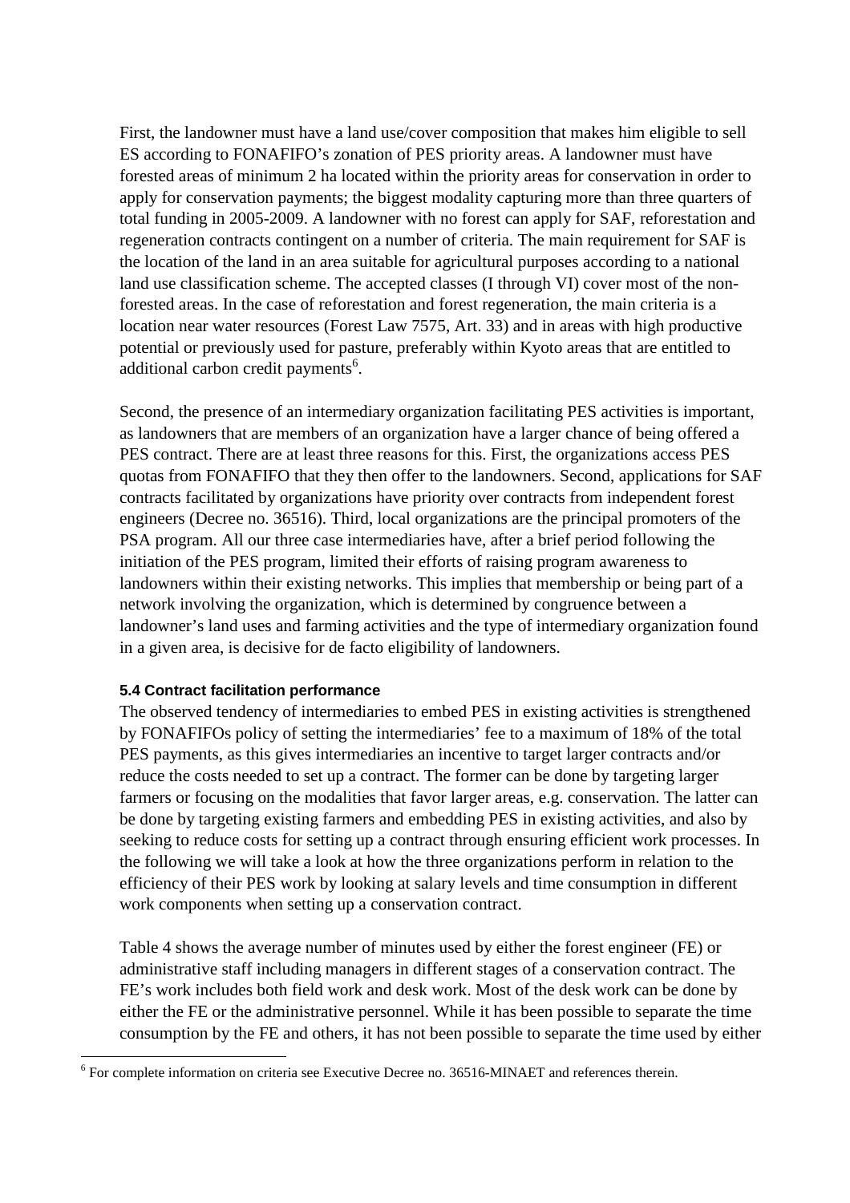First, the landowner must have a land use/cover composition that makes him eligible to sell ES according to FONAFIFO's zonation of PES priority areas. A landowner must have forested areas of minimum 2 ha located within the priority areas for conservation in order to apply for conservation payments; the biggest modality capturing more than three quarters of total funding in 2005-2009. A landowner with no forest can apply for SAF, reforestation and regeneration contracts contingent on a number of criteria. The main requirement for SAF is the location of the land in an area suitable for agricultural purposes according to a national land use classification scheme. The accepted classes (I through VI) cover most of the non-forested areas. In the case of reforestation and forest regeneration, the main criteria is a location near water resources (Forest Law 7575, Art. 33) and in areas with high productive potential or previously used for pasture, preferably within Kyoto areas that are entitled to additional carbon credit payments[6].

Second, the presence of an intermediary organization facilitating PES activities is important, as landowners that are members of an organization have a larger chance of being offered a PES contract. There are at least three reasons for this. First, the organizations access PES quotas from FONAFIFO that they then offer to the landowners. Second, applications for SAF contracts facilitated by organizations have priority over contracts from independent forest engineers (Decree no. 36516). Third, local organizations are the principal promoters of the PSA program. All our three case intermediaries have, after a brief period following the initiation of the PES program, limited their efforts of raising program awareness to landowners within their existing networks. This implies that membership or being part of a network involving the organization, which is determined by congruence between a landowner's land uses and farming activities and the type of intermediary organization found in a given area, is decisive for de facto eligibility of landowners.

#### 5.4 Contract facilitation performance

The observed tendency of intermediaries to embed PES in existing activities is strengthened by FONAFIFOs policy of setting the intermediaries' fee to a maximum of 18% of the total PES payments, as this gives intermediaries an incentive to target larger contracts and/or reduce the costs needed to set up a contract. The former can be done by targeting larger farmers or focusing on the modalities that favor larger areas, e.g. conservation. The latter can be done by targeting existing farmers and embedding PES in existing activities, and also by seeking to reduce costs for setting up a contract through ensuring efficient work processes. In the following we will take a look at how the three organizations perform in relation to the efficiency of their PES work by looking at salary levels and time consumption in different work components when setting up a conservation contract.

Table 4 shows the average number of minutes used by either the forest engineer (FE) or administrative staff including managers in different stages of a conservation contract. The FE's work includes both field work and desk work. Most of the desk work can be done by either the FE or the administrative personnel. While it has been possible to separate the time consumption by the FE and others, it has not been possible to separate the time used by either

[6] For complete information on criteria see Executive Decree no. 36516-MINAET and references therein.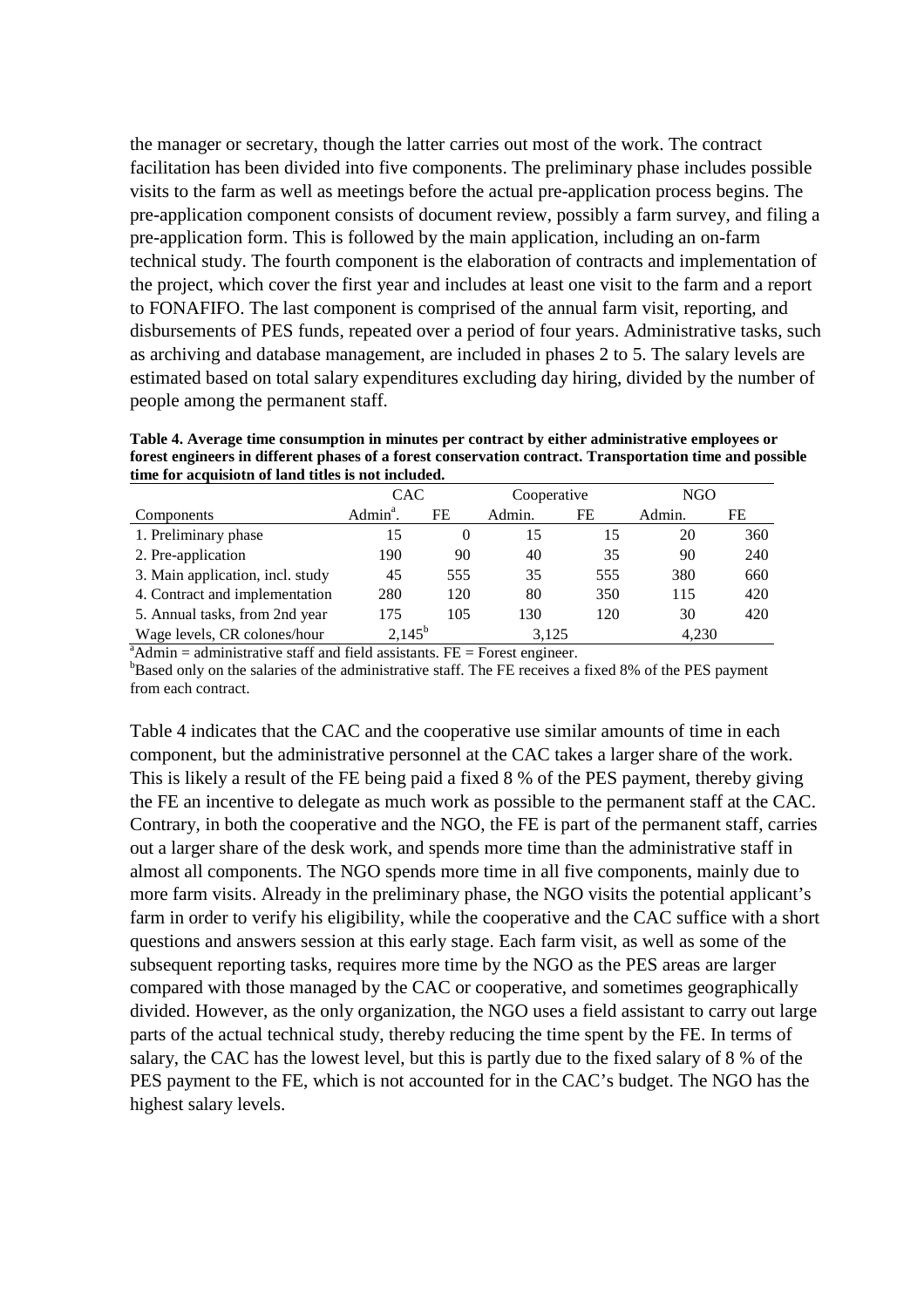the manager or secretary, though the latter carries out most of the work. The contract facilitation has been divided into five components. The preliminary phase includes possible visits to the farm as well as meetings before the actual pre-application process begins. The pre-application component consists of document review, possibly a farm survey, and filing a pre-application form. This is followed by the main application, including an on-farm technical study. The fourth component is the elaboration of contracts and implementation of the project, which cover the first year and includes at least one visit to the farm and a report to FONAFIFO. The last component is comprised of the annual farm visit, reporting, and disbursements of PES funds, repeated over a period of four years. Administrative tasks, such as archiving and database management, are included in phases 2 to 5. The salary levels are estimated based on total salary expenditures excluding day hiring, divided by the number of people among the permanent staff.

**Table 4. Average time consumption in minutes per contract by either administrative employees or forest engineers in different phases of a forest conservation contract. Transportation time and possible time for acquisiotn of land titles is not included.**

| | CAC | | Cooperative | | NGO | |
|---|---|---|---|---|---|---|
| Components | Admin[a]. | FE | Admin. | FE | Admin. | FE |
| 1. Preliminary phase | 15 | 0 | 15 | 15 | 20 | 360 |
| 2. Pre-application | 190 | 90 | 40 | 35 | 90 | 240 |
| 3. Main application, incl. study | 45 | 555 | 35 | 555 | 380 | 660 |
| 4. Contract and implementation | 280 | 120 | 80 | 350 | 115 | 420 |
| 5. Annual tasks, from 2nd year | 175 | 105 | 130 | 120 | 30 | 420 |
| Wage levels, CR colones/hour | 2,145[b] | | 3,125 | | 4,230 | |

[a]Admin = administrative staff and field assistants. FE = Forest engineer.
[b]Based only on the salaries of the administrative staff. The FE receives a fixed 8% of the PES payment from each contract.

Table 4 indicates that the CAC and the cooperative use similar amounts of time in each component, but the administrative personnel at the CAC takes a larger share of the work. This is likely a result of the FE being paid a fixed 8 % of the PES payment, thereby giving the FE an incentive to delegate as much work as possible to the permanent staff at the CAC. Contrary, in both the cooperative and the NGO, the FE is part of the permanent staff, carries out a larger share of the desk work, and spends more time than the administrative staff in almost all components. The NGO spends more time in all five components, mainly due to more farm visits. Already in the preliminary phase, the NGO visits the potential applicant's farm in order to verify his eligibility, while the cooperative and the CAC suffice with a short questions and answers session at this early stage. Each farm visit, as well as some of the subsequent reporting tasks, requires more time by the NGO as the PES areas are larger compared with those managed by the CAC or cooperative, and sometimes geographically divided. However, as the only organization, the NGO uses a field assistant to carry out large parts of the actual technical study, thereby reducing the time spent by the FE. In terms of salary, the CAC has the lowest level, but this is partly due to the fixed salary of 8 % of the PES payment to the FE, which is not accounted for in the CAC's budget. The NGO has the highest salary levels.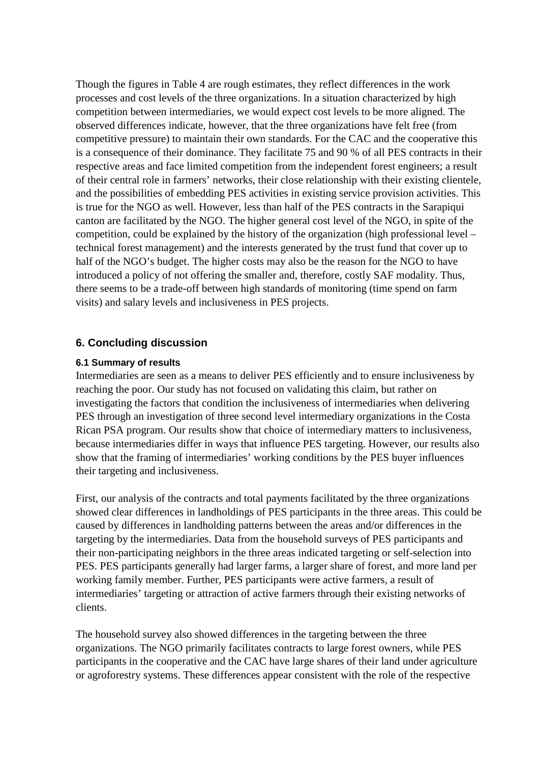Though the figures in Table 4 are rough estimates, they reflect differences in the work processes and cost levels of the three organizations. In a situation characterized by high competition between intermediaries, we would expect cost levels to be more aligned. The observed differences indicate, however, that the three organizations have felt free (from competitive pressure) to maintain their own standards. For the CAC and the cooperative this is a consequence of their dominance. They facilitate 75 and 90 % of all PES contracts in their respective areas and face limited competition from the independent forest engineers; a result of their central role in farmers' networks, their close relationship with their existing clientele, and the possibilities of embedding PES activities in existing service provision activities. This is true for the NGO as well. However, less than half of the PES contracts in the Sarapiqui canton are facilitated by the NGO. The higher general cost level of the NGO, in spite of the competition, could be explained by the history of the organization (high professional level – technical forest management) and the interests generated by the trust fund that cover up to half of the NGO's budget. The higher costs may also be the reason for the NGO to have introduced a policy of not offering the smaller and, therefore, costly SAF modality. Thus, there seems to be a trade-off between high standards of monitoring (time spend on farm visits) and salary levels and inclusiveness in PES projects.

## 6. Concluding discussion

### 6.1 Summary of results

Intermediaries are seen as a means to deliver PES efficiently and to ensure inclusiveness by reaching the poor. Our study has not focused on validating this claim, but rather on investigating the factors that condition the inclusiveness of intermediaries when delivering PES through an investigation of three second level intermediary organizations in the Costa Rican PSA program. Our results show that choice of intermediary matters to inclusiveness, because intermediaries differ in ways that influence PES targeting. However, our results also show that the framing of intermediaries' working conditions by the PES buyer influences their targeting and inclusiveness.

First, our analysis of the contracts and total payments facilitated by the three organizations showed clear differences in landholdings of PES participants in the three areas. This could be caused by differences in landholding patterns between the areas and/or differences in the targeting by the intermediaries. Data from the household surveys of PES participants and their non-participating neighbors in the three areas indicated targeting or self-selection into PES. PES participants generally had larger farms, a larger share of forest, and more land per working family member. Further, PES participants were active farmers, a result of intermediaries' targeting or attraction of active farmers through their existing networks of clients.

The household survey also showed differences in the targeting between the three organizations. The NGO primarily facilitates contracts to large forest owners, while PES participants in the cooperative and the CAC have large shares of their land under agriculture or agroforestry systems. These differences appear consistent with the role of the respective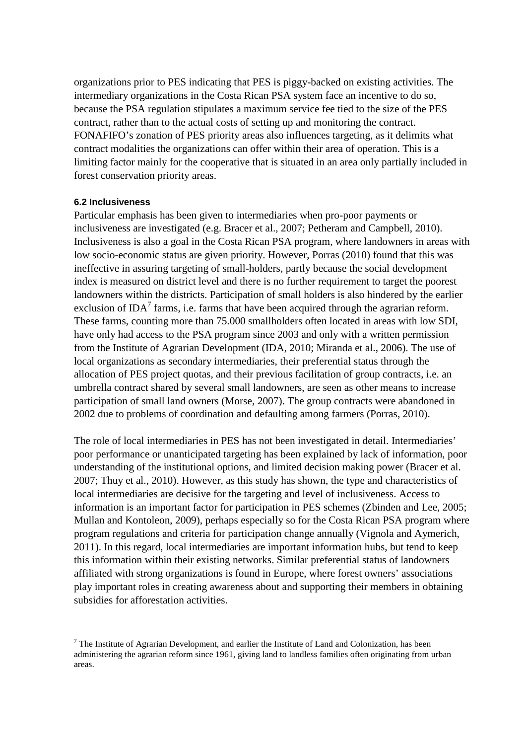organizations prior to PES indicating that PES is piggy-backed on existing activities. The intermediary organizations in the Costa Rican PSA system face an incentive to do so, because the PSA regulation stipulates a maximum service fee tied to the size of the PES contract, rather than to the actual costs of setting up and monitoring the contract. FONAFIFO's zonation of PES priority areas also influences targeting, as it delimits what contract modalities the organizations can offer within their area of operation. This is a limiting factor mainly for the cooperative that is situated in an area only partially included in forest conservation priority areas.

#### 6.2 Inclusiveness

Particular emphasis has been given to intermediaries when pro-poor payments or inclusiveness are investigated (e.g. Bracer et al., 2007; Petheram and Campbell, 2010). Inclusiveness is also a goal in the Costa Rican PSA program, where landowners in areas with low socio-economic status are given priority. However, Porras (2010) found that this was ineffective in assuring targeting of small-holders, partly because the social development index is measured on district level and there is no further requirement to target the poorest landowners within the districts. Participation of small holders is also hindered by the earlier exclusion of IDA[7] farms, i.e. farms that have been acquired through the agrarian reform. These farms, counting more than 75.000 smallholders often located in areas with low SDI, have only had access to the PSA program since 2003 and only with a written permission from the Institute of Agrarian Development (IDA, 2010; Miranda et al., 2006). The use of local organizations as secondary intermediaries, their preferential status through the allocation of PES project quotas, and their previous facilitation of group contracts, i.e. an umbrella contract shared by several small landowners, are seen as other means to increase participation of small land owners (Morse, 2007). The group contracts were abandoned in 2002 due to problems of coordination and defaulting among farmers (Porras, 2010).

The role of local intermediaries in PES has not been investigated in detail. Intermediaries' poor performance or unanticipated targeting has been explained by lack of information, poor understanding of the institutional options, and limited decision making power (Bracer et al. 2007; Thuy et al., 2010). However, as this study has shown, the type and characteristics of local intermediaries are decisive for the targeting and level of inclusiveness. Access to information is an important factor for participation in PES schemes (Zbinden and Lee, 2005; Mullan and Kontoleon, 2009), perhaps especially so for the Costa Rican PSA program where program regulations and criteria for participation change annually (Vignola and Aymerich, 2011). In this regard, local intermediaries are important information hubs, but tend to keep this information within their existing networks. Similar preferential status of landowners affiliated with strong organizations is found in Europe, where forest owners' associations play important roles in creating awareness about and supporting their members in obtaining subsidies for afforestation activities.

[7] The Institute of Agrarian Development, and earlier the Institute of Land and Colonization, has been administering the agrarian reform since 1961, giving land to landless families often originating from urban areas.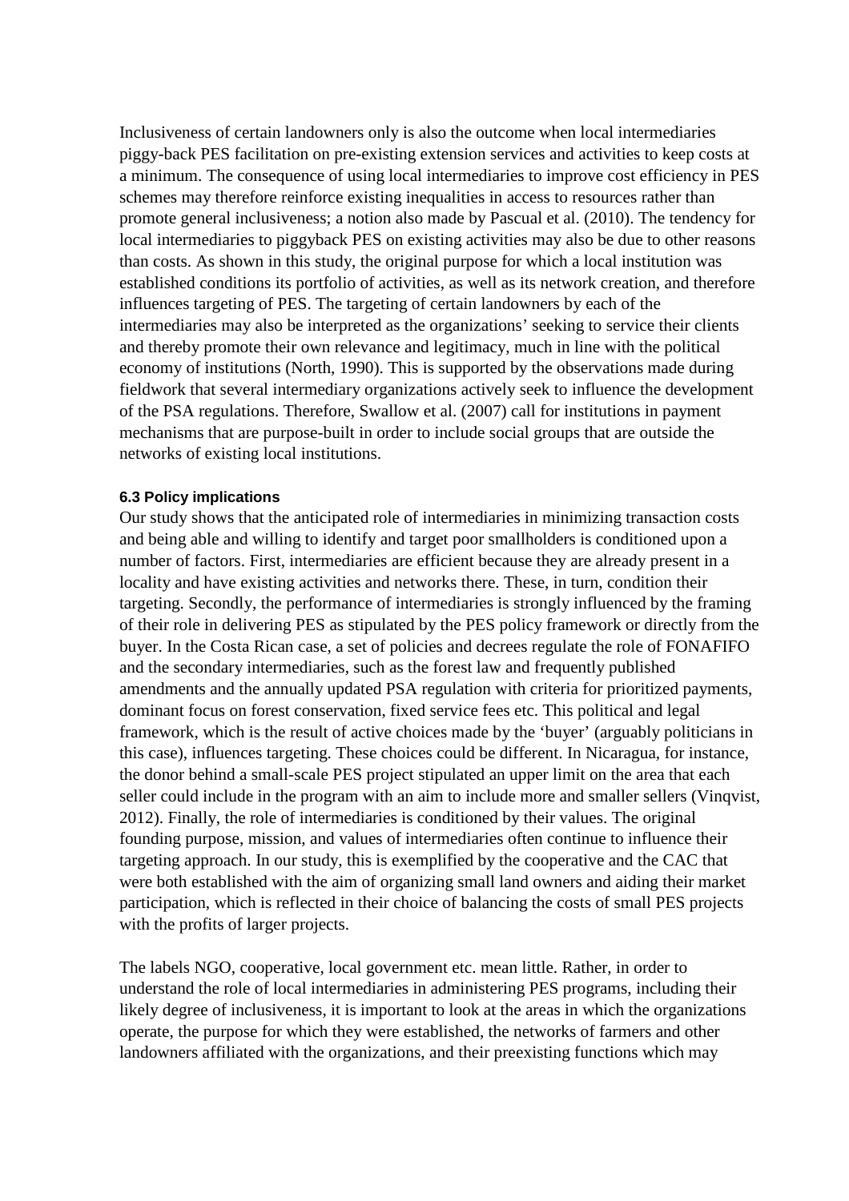Inclusiveness of certain landowners only is also the outcome when local intermediaries piggy-back PES facilitation on pre-existing extension services and activities to keep costs at a minimum. The consequence of using local intermediaries to improve cost efficiency in PES schemes may therefore reinforce existing inequalities in access to resources rather than promote general inclusiveness; a notion also made by Pascual et al. (2010). The tendency for local intermediaries to piggyback PES on existing activities may also be due to other reasons than costs. As shown in this study, the original purpose for which a local institution was established conditions its portfolio of activities, as well as its network creation, and therefore influences targeting of PES. The targeting of certain landowners by each of the intermediaries may also be interpreted as the organizations' seeking to service their clients and thereby promote their own relevance and legitimacy, much in line with the political economy of institutions (North, 1990). This is supported by the observations made during fieldwork that several intermediary organizations actively seek to influence the development of the PSA regulations. Therefore, Swallow et al. (2007) call for institutions in payment mechanisms that are purpose-built in order to include social groups that are outside the networks of existing local institutions.

### 6.3 Policy implications

Our study shows that the anticipated role of intermediaries in minimizing transaction costs and being able and willing to identify and target poor smallholders is conditioned upon a number of factors. First, intermediaries are efficient because they are already present in a locality and have existing activities and networks there. These, in turn, condition their targeting. Secondly, the performance of intermediaries is strongly influenced by the framing of their role in delivering PES as stipulated by the PES policy framework or directly from the buyer. In the Costa Rican case, a set of policies and decrees regulate the role of FONAFIFO and the secondary intermediaries, such as the forest law and frequently published amendments and the annually updated PSA regulation with criteria for prioritized payments, dominant focus on forest conservation, fixed service fees etc. This political and legal framework, which is the result of active choices made by the 'buyer' (arguably politicians in this case), influences targeting. These choices could be different. In Nicaragua, for instance, the donor behind a small-scale PES project stipulated an upper limit on the area that each seller could include in the program with an aim to include more and smaller sellers (Vinqvist, 2012). Finally, the role of intermediaries is conditioned by their values. The original founding purpose, mission, and values of intermediaries often continue to influence their targeting approach. In our study, this is exemplified by the cooperative and the CAC that were both established with the aim of organizing small land owners and aiding their market participation, which is reflected in their choice of balancing the costs of small PES projects with the profits of larger projects.

The labels NGO, cooperative, local government etc. mean little. Rather, in order to understand the role of local intermediaries in administering PES programs, including their likely degree of inclusiveness, it is important to look at the areas in which the organizations operate, the purpose for which they were established, the networks of farmers and other landowners affiliated with the organizations, and their preexisting functions which may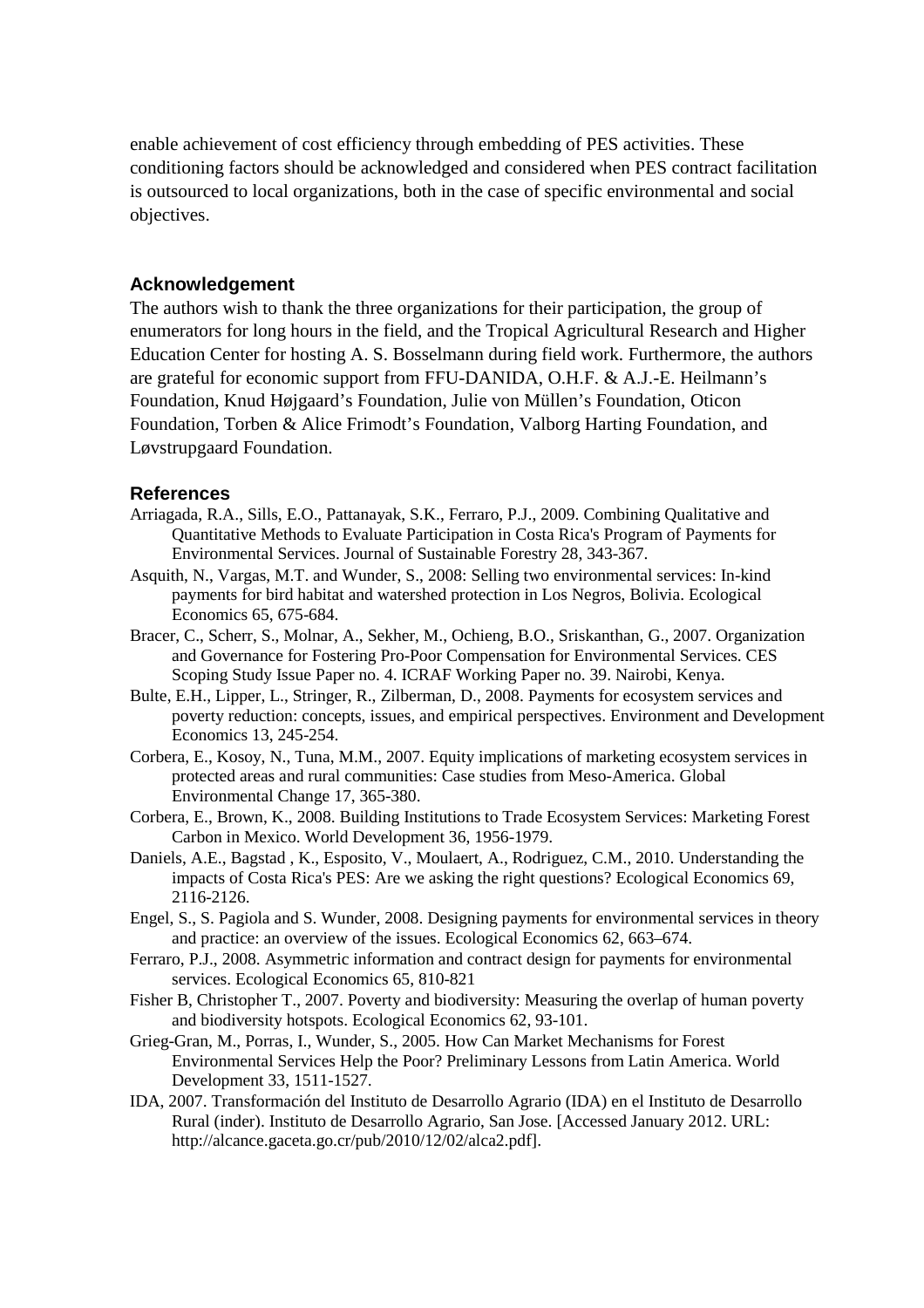enable achievement of cost efficiency through embedding of PES activities. These conditioning factors should be acknowledged and considered when PES contract facilitation is outsourced to local organizations, both in the case of specific environmental and social objectives.

## Acknowledgement

The authors wish to thank the three organizations for their participation, the group of enumerators for long hours in the field, and the Tropical Agricultural Research and Higher Education Center for hosting A. S. Bosselmann during field work. Furthermore, the authors are grateful for economic support from FFU-DANIDA, O.H.F. & A.J.-E. Heilmann's Foundation, Knud Højgaard's Foundation, Julie von Müllen's Foundation, Oticon Foundation, Torben & Alice Frimodt's Foundation, Valborg Harting Foundation, and Løvstrupgaard Foundation.

## References

Arriagada, R.A., Sills, E.O., Pattanayak, S.K., Ferraro, P.J., 2009. Combining Qualitative and Quantitative Methods to Evaluate Participation in Costa Rica's Program of Payments for Environmental Services. Journal of Sustainable Forestry 28, 343-367.

Asquith, N., Vargas, M.T. and Wunder, S., 2008: Selling two environmental services: In-kind payments for bird habitat and watershed protection in Los Negros, Bolivia. Ecological Economics 65, 675-684.

Bracer, C., Scherr, S., Molnar, A., Sekher, M., Ochieng, B.O., Sriskanthan, G., 2007. Organization and Governance for Fostering Pro-Poor Compensation for Environmental Services. CES Scoping Study Issue Paper no. 4. ICRAF Working Paper no. 39. Nairobi, Kenya.

Bulte, E.H., Lipper, L., Stringer, R., Zilberman, D., 2008. Payments for ecosystem services and poverty reduction: concepts, issues, and empirical perspectives. Environment and Development Economics 13, 245-254.

Corbera, E., Kosoy, N., Tuna, M.M., 2007. Equity implications of marketing ecosystem services in protected areas and rural communities: Case studies from Meso-America. Global Environmental Change 17, 365-380.

Corbera, E., Brown, K., 2008. Building Institutions to Trade Ecosystem Services: Marketing Forest Carbon in Mexico. World Development 36, 1956-1979.

Daniels, A.E., Bagstad , K., Esposito, V., Moulaert, A., Rodriguez, C.M., 2010. Understanding the impacts of Costa Rica's PES: Are we asking the right questions? Ecological Economics 69, 2116-2126.

Engel, S., S. Pagiola and S. Wunder, 2008. Designing payments for environmental services in theory and practice: an overview of the issues. Ecological Economics 62, 663–674.

Ferraro, P.J., 2008. Asymmetric information and contract design for payments for environmental services. Ecological Economics 65, 810-821

Fisher B, Christopher T., 2007. Poverty and biodiversity: Measuring the overlap of human poverty and biodiversity hotspots. Ecological Economics 62, 93-101.

Grieg-Gran, M., Porras, I., Wunder, S., 2005. How Can Market Mechanisms for Forest Environmental Services Help the Poor? Preliminary Lessons from Latin America. World Development 33, 1511-1527.

IDA, 2007. Transformación del Instituto de Desarrollo Agrario (IDA) en el Instituto de Desarrollo Rural (inder). Instituto de Desarrollo Agrario, San Jose. [Accessed January 2012. URL: http://alcance.gaceta.go.cr/pub/2010/12/02/alca2.pdf].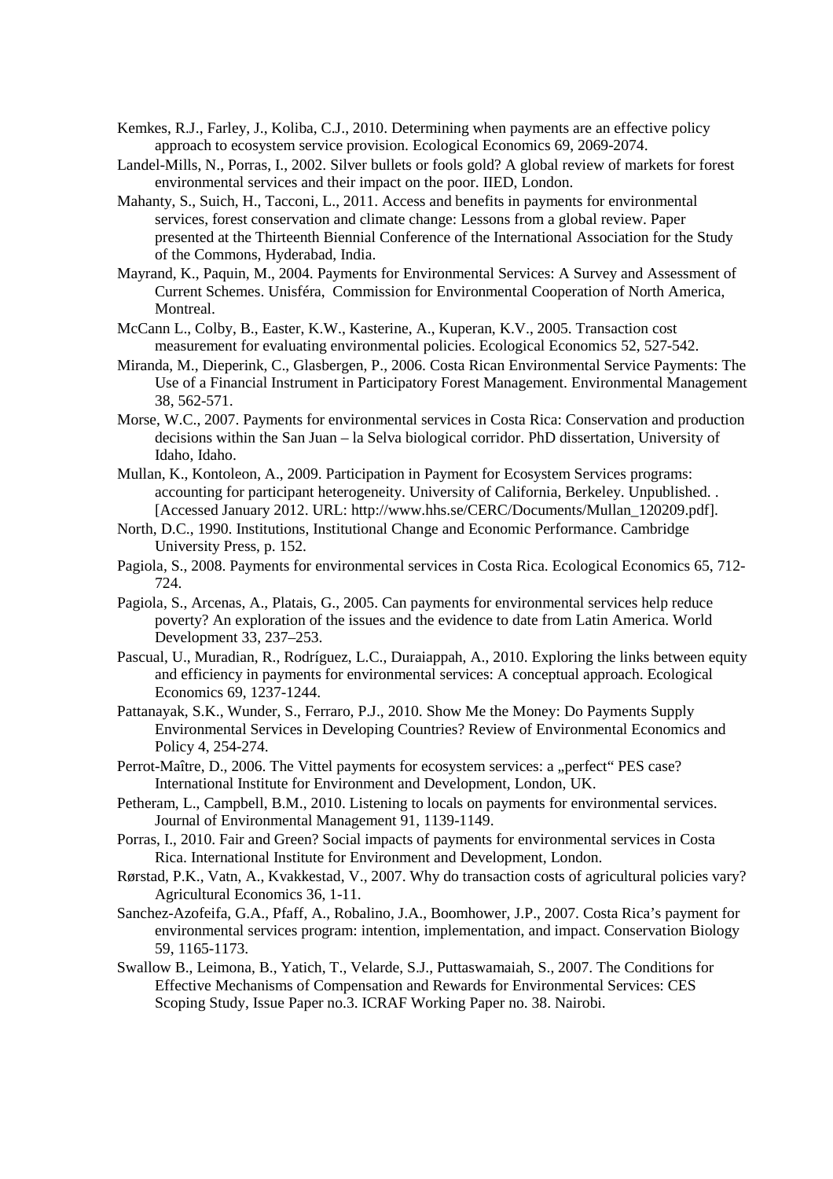Kemkes, R.J., Farley, J., Koliba, C.J., 2010. Determining when payments are an effective policy approach to ecosystem service provision. Ecological Economics 69, 2069-2074.

Landel-Mills, N., Porras, I., 2002. Silver bullets or fools gold? A global review of markets for forest environmental services and their impact on the poor. IIED, London.

Mahanty, S., Suich, H., Tacconi, L., 2011. Access and benefits in payments for environmental services, forest conservation and climate change: Lessons from a global review. Paper presented at the Thirteenth Biennial Conference of the International Association for the Study of the Commons, Hyderabad, India.

Mayrand, K., Paquin, M., 2004. Payments for Environmental Services: A Survey and Assessment of Current Schemes. Unisféra, Commission for Environmental Cooperation of North America, Montreal.

McCann L., Colby, B., Easter, K.W., Kasterine, A., Kuperan, K.V., 2005. Transaction cost measurement for evaluating environmental policies. Ecological Economics 52, 527-542.

Miranda, M., Dieperink, C., Glasbergen, P., 2006. Costa Rican Environmental Service Payments: The Use of a Financial Instrument in Participatory Forest Management. Environmental Management 38, 562-571.

Morse, W.C., 2007. Payments for environmental services in Costa Rica: Conservation and production decisions within the San Juan – la Selva biological corridor. PhD dissertation, University of Idaho, Idaho.

Mullan, K., Kontoleon, A., 2009. Participation in Payment for Ecosystem Services programs: accounting for participant heterogeneity. University of California, Berkeley. Unpublished. . [Accessed January 2012. URL: http://www.hhs.se/CERC/Documents/Mullan_120209.pdf].

North, D.C., 1990. Institutions, Institutional Change and Economic Performance. Cambridge University Press, p. 152.

Pagiola, S., 2008. Payments for environmental services in Costa Rica. Ecological Economics 65, 712-724.

Pagiola, S., Arcenas, A., Platais, G., 2005. Can payments for environmental services help reduce poverty? An exploration of the issues and the evidence to date from Latin America. World Development 33, 237–253.

Pascual, U., Muradian, R., Rodríguez, L.C., Duraiappah, A., 2010. Exploring the links between equity and efficiency in payments for environmental services: A conceptual approach. Ecological Economics 69, 1237-1244.

Pattanayak, S.K., Wunder, S., Ferraro, P.J., 2010. Show Me the Money: Do Payments Supply Environmental Services in Developing Countries? Review of Environmental Economics and Policy 4, 254-274.

Perrot-Maître, D., 2006. The Vittel payments for ecosystem services: a „perfect" PES case? International Institute for Environment and Development, London, UK.

Petheram, L., Campbell, B.M., 2010. Listening to locals on payments for environmental services. Journal of Environmental Management 91, 1139-1149.

Porras, I., 2010. Fair and Green? Social impacts of payments for environmental services in Costa Rica. International Institute for Environment and Development, London.

Rørstad, P.K., Vatn, A., Kvakkestad, V., 2007. Why do transaction costs of agricultural policies vary? Agricultural Economics 36, 1-11.

Sanchez-Azofeifa, G.A., Pfaff, A., Robalino, J.A., Boomhower, J.P., 2007. Costa Rica's payment for environmental services program: intention, implementation, and impact. Conservation Biology 59, 1165-1173.

Swallow B., Leimona, B., Yatich, T., Velarde, S.J., Puttaswamaiah, S., 2007. The Conditions for Effective Mechanisms of Compensation and Rewards for Environmental Services: CES Scoping Study, Issue Paper no.3. ICRAF Working Paper no. 38. Nairobi.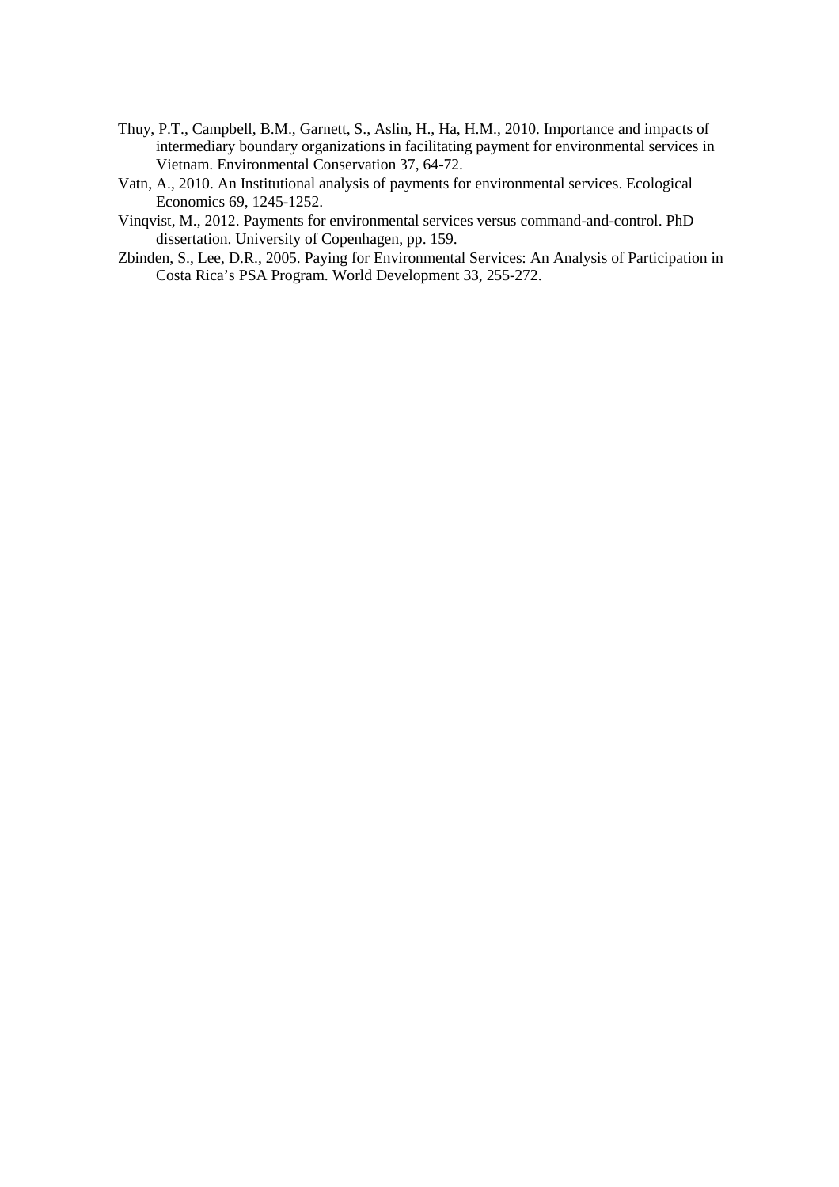Thuy, P.T., Campbell, B.M., Garnett, S., Aslin, H., Ha, H.M., 2010. Importance and impacts of intermediary boundary organizations in facilitating payment for environmental services in Vietnam. Environmental Conservation 37, 64-72.

Vatn, A., 2010. An Institutional analysis of payments for environmental services. Ecological Economics 69, 1245-1252.

Vinqvist, M., 2012. Payments for environmental services versus command-and-control. PhD dissertation. University of Copenhagen, pp. 159.

Zbinden, S., Lee, D.R., 2005. Paying for Environmental Services: An Analysis of Participation in Costa Rica's PSA Program. World Development 33, 255-272.